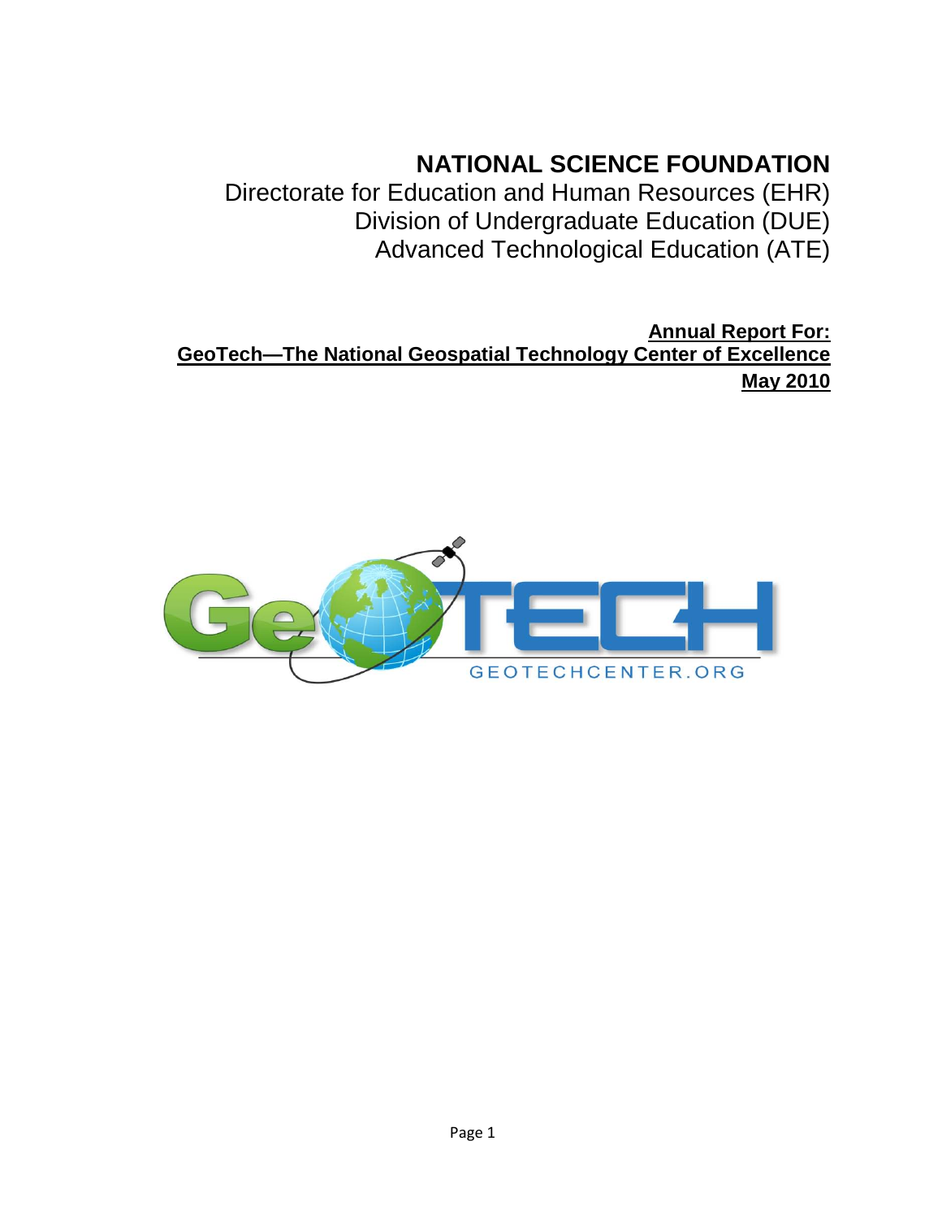# NATIONAL SCIENCE FOUNDATION

Directorate for Education and Human Resources (EHR)
Division of Undergraduate Education (DUE)
Advanced Technological Education (ATE)

**Annual Report For:**
**GeoTech—The National Geospatial Technology Center of Excellence**
**May 2010**

GeoTECH

GEOTECHCENTER.ORG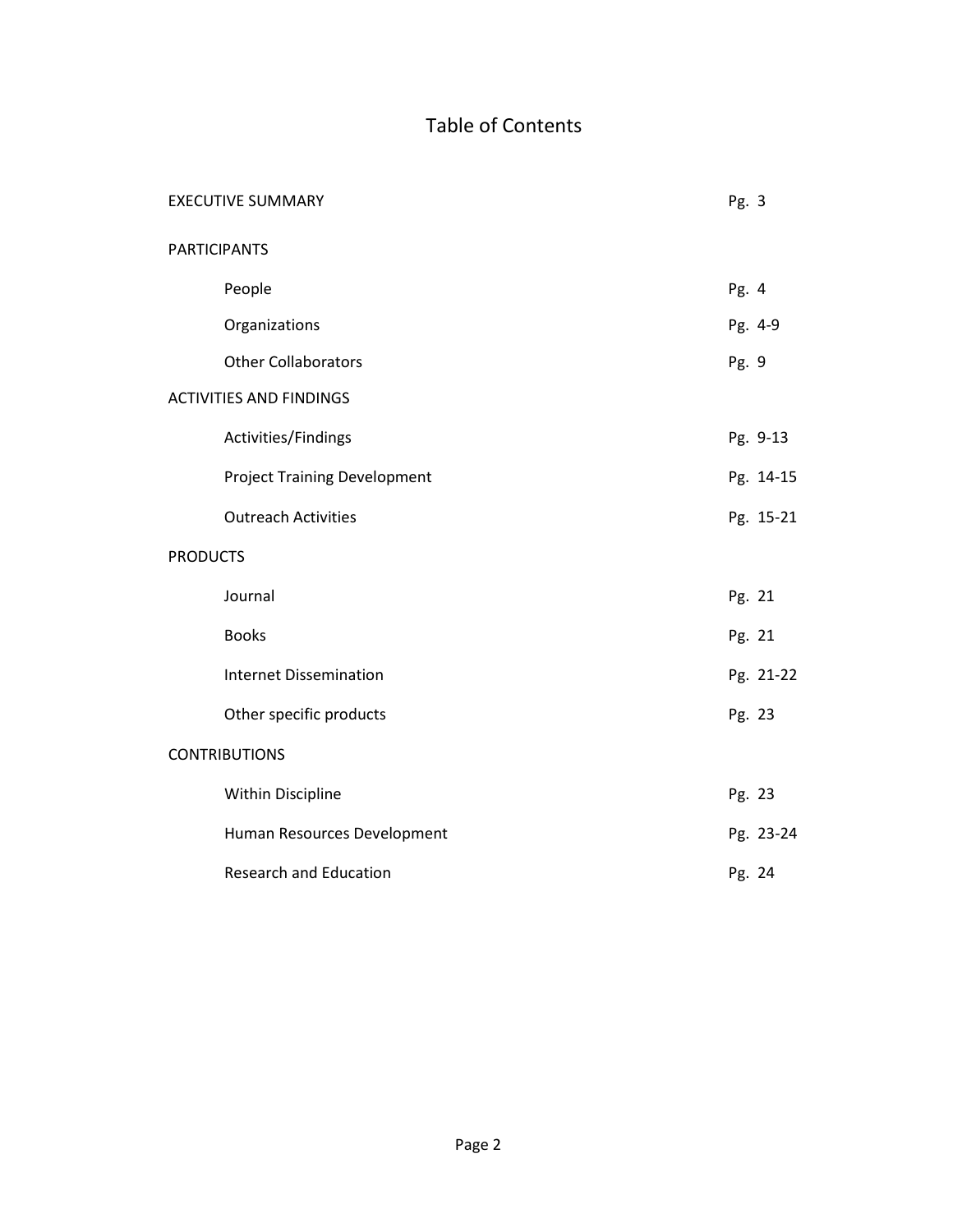# Table of Contents

| | |
|---|---|
| EXECUTIVE SUMMARY | Pg. 3 |
| PARTICIPANTS | |
| People | Pg. 4 |
| Organizations | Pg. 4-9 |
| Other Collaborators | Pg. 9 |
| ACTIVITIES AND FINDINGS | |
| Activities/Findings | Pg. 9-13 |
| Project Training Development | Pg. 14-15 |
| Outreach Activities | Pg. 15-21 |
| PRODUCTS | |
| Journal | Pg. 21 |
| Books | Pg. 21 |
| Internet Dissemination | Pg. 21-22 |
| Other specific products | Pg. 23 |
| CONTRIBUTIONS | |
| Within Discipline | Pg. 23 |
| Human Resources Development | Pg. 23-24 |
| Research and Education | Pg. 24 |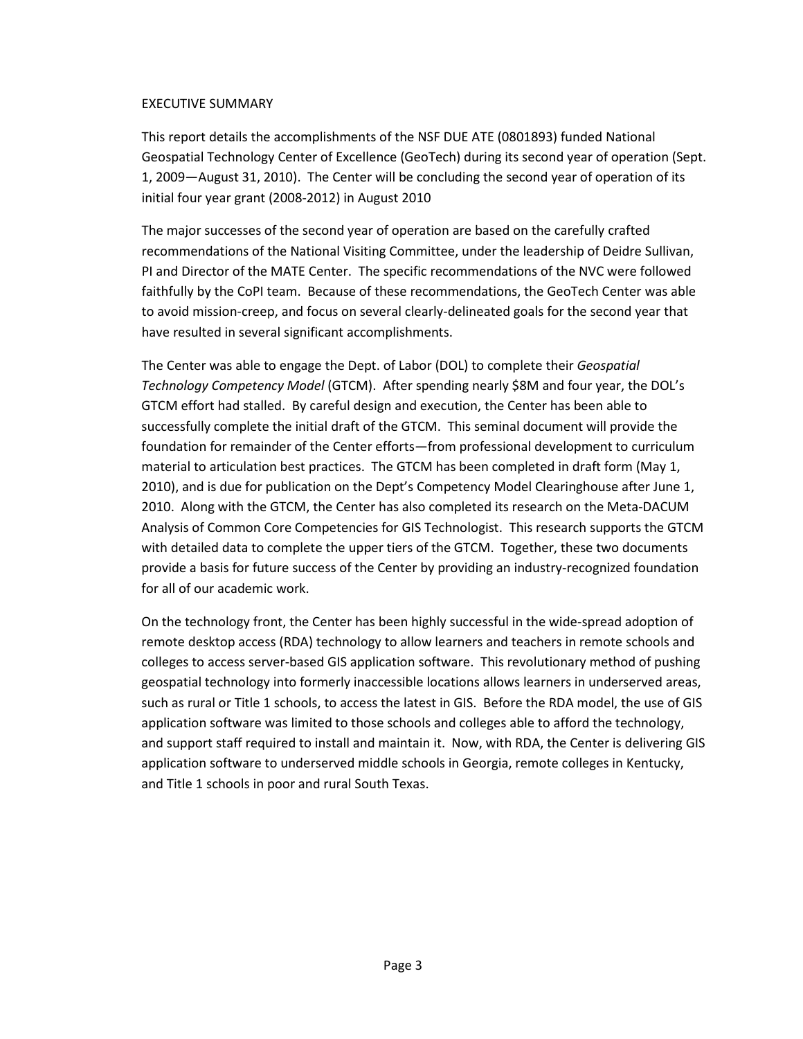## EXECUTIVE SUMMARY

This report details the accomplishments of the NSF DUE ATE (0801893) funded National Geospatial Technology Center of Excellence (GeoTech) during its second year of operation (Sept. 1, 2009—August 31, 2010). The Center will be concluding the second year of operation of its initial four year grant (2008-2012) in August 2010

The major successes of the second year of operation are based on the carefully crafted recommendations of the National Visiting Committee, under the leadership of Deidre Sullivan, PI and Director of the MATE Center. The specific recommendations of the NVC were followed faithfully by the CoPI team. Because of these recommendations, the GeoTech Center was able to avoid mission-creep, and focus on several clearly-delineated goals for the second year that have resulted in several significant accomplishments.

The Center was able to engage the Dept. of Labor (DOL) to complete their *Geospatial Technology Competency Model* (GTCM). After spending nearly $8M and four year, the DOL's GTCM effort had stalled. By careful design and execution, the Center has been able to successfully complete the initial draft of the GTCM. This seminal document will provide the foundation for remainder of the Center efforts—from professional development to curriculum material to articulation best practices. The GTCM has been completed in draft form (May 1, 2010), and is due for publication on the Dept's Competency Model Clearinghouse after June 1, 2010. Along with the GTCM, the Center has also completed its research on the Meta-DACUM Analysis of Common Core Competencies for GIS Technologist. This research supports the GTCM with detailed data to complete the upper tiers of the GTCM. Together, these two documents provide a basis for future success of the Center by providing an industry-recognized foundation for all of our academic work.

On the technology front, the Center has been highly successful in the wide-spread adoption of remote desktop access (RDA) technology to allow learners and teachers in remote schools and colleges to access server-based GIS application software. This revolutionary method of pushing geospatial technology into formerly inaccessible locations allows learners in underserved areas, such as rural or Title 1 schools, to access the latest in GIS. Before the RDA model, the use of GIS application software was limited to those schools and colleges able to afford the technology, and support staff required to install and maintain it. Now, with RDA, the Center is delivering GIS application software to underserved middle schools in Georgia, remote colleges in Kentucky, and Title 1 schools in poor and rural South Texas.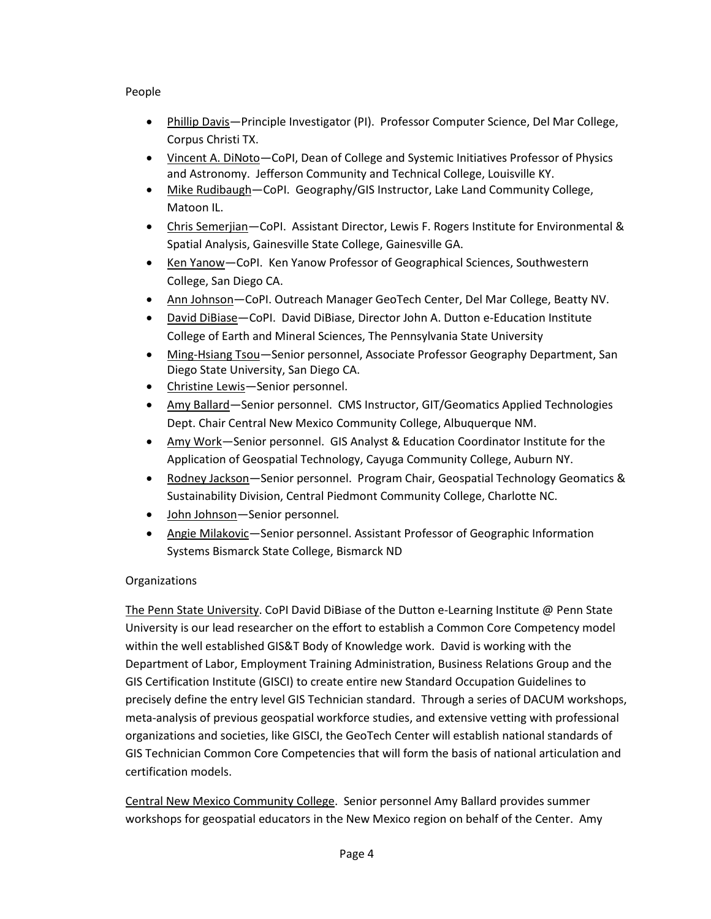People

- Phillip Davis—Principle Investigator (PI). Professor Computer Science, Del Mar College, Corpus Christi TX.
- Vincent A. DiNoto—CoPI, Dean of College and Systemic Initiatives Professor of Physics and Astronomy. Jefferson Community and Technical College, Louisville KY.
- Mike Rudibaugh—CoPI. Geography/GIS Instructor, Lake Land Community College, Matoon IL.
- Chris Semerjian—CoPI. Assistant Director, Lewis F. Rogers Institute for Environmental & Spatial Analysis, Gainesville State College, Gainesville GA.
- Ken Yanow—CoPI. Ken Yanow Professor of Geographical Sciences, Southwestern College, San Diego CA.
- Ann Johnson—CoPI. Outreach Manager GeoTech Center, Del Mar College, Beatty NV.
- David DiBiase—CoPI. David DiBiase, Director John A. Dutton e-Education Institute College of Earth and Mineral Sciences, The Pennsylvania State University
- Ming-Hsiang Tsou—Senior personnel, Associate Professor Geography Department, San Diego State University, San Diego CA.
- Christine Lewis—Senior personnel.
- Amy Ballard—Senior personnel. CMS Instructor, GIT/Geomatics Applied Technologies Dept. Chair Central New Mexico Community College, Albuquerque NM.
- Amy Work—Senior personnel. GIS Analyst & Education Coordinator Institute for the Application of Geospatial Technology, Cayuga Community College, Auburn NY.
- Rodney Jackson—Senior personnel. Program Chair, Geospatial Technology Geomatics & Sustainability Division, Central Piedmont Community College, Charlotte NC.
- John Johnson—Senior personnel.
- Angie Milakovic—Senior personnel. Assistant Professor of Geographic Information Systems Bismarck State College, Bismarck ND

Organizations

The Penn State University. CoPI David DiBiase of the Dutton e-Learning Institute @ Penn State University is our lead researcher on the effort to establish a Common Core Competency model within the well established GIS&T Body of Knowledge work. David is working with the Department of Labor, Employment Training Administration, Business Relations Group and the GIS Certification Institute (GISCI) to create entire new Standard Occupation Guidelines to precisely define the entry level GIS Technician standard. Through a series of DACUM workshops, meta-analysis of previous geospatial workforce studies, and extensive vetting with professional organizations and societies, like GISCI, the GeoTech Center will establish national standards of GIS Technician Common Core Competencies that will form the basis of national articulation and certification models.

Central New Mexico Community College. Senior personnel Amy Ballard provides summer workshops for geospatial educators in the New Mexico region on behalf of the Center. Amy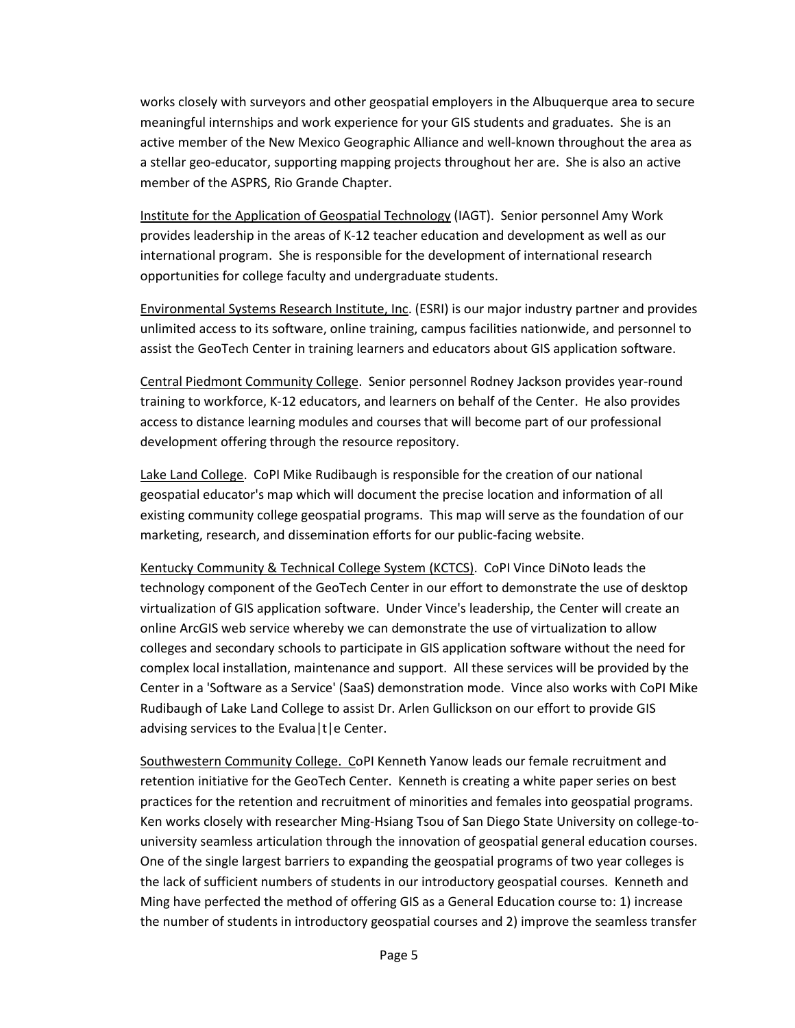works closely with surveyors and other geospatial employers in the Albuquerque area to secure meaningful internships and work experience for your GIS students and graduates. She is an active member of the New Mexico Geographic Alliance and well-known throughout the area as a stellar geo-educator, supporting mapping projects throughout her are. She is also an active member of the ASPRS, Rio Grande Chapter.

Institute for the Application of Geospatial Technology (IAGT). Senior personnel Amy Work provides leadership in the areas of K-12 teacher education and development as well as our international program. She is responsible for the development of international research opportunities for college faculty and undergraduate students.

Environmental Systems Research Institute, Inc. (ESRI) is our major industry partner and provides unlimited access to its software, online training, campus facilities nationwide, and personnel to assist the GeoTech Center in training learners and educators about GIS application software.

Central Piedmont Community College. Senior personnel Rodney Jackson provides year-round training to workforce, K-12 educators, and learners on behalf of the Center. He also provides access to distance learning modules and courses that will become part of our professional development offering through the resource repository.

Lake Land College. CoPI Mike Rudibaugh is responsible for the creation of our national geospatial educator's map which will document the precise location and information of all existing community college geospatial programs. This map will serve as the foundation of our marketing, research, and dissemination efforts for our public-facing website.

Kentucky Community & Technical College System (KCTCS). CoPI Vince DiNoto leads the technology component of the GeoTech Center in our effort to demonstrate the use of desktop virtualization of GIS application software. Under Vince's leadership, the Center will create an online ArcGIS web service whereby we can demonstrate the use of virtualization to allow colleges and secondary schools to participate in GIS application software without the need for complex local installation, maintenance and support. All these services will be provided by the Center in a 'Software as a Service' (SaaS) demonstration mode. Vince also works with CoPI Mike Rudibaugh of Lake Land College to assist Dr. Arlen Gullickson on our effort to provide GIS advising services to the Evalua|t|e Center.

Southwestern Community College. CoPI Kenneth Yanow leads our female recruitment and retention initiative for the GeoTech Center. Kenneth is creating a white paper series on best practices for the retention and recruitment of minorities and females into geospatial programs. Ken works closely with researcher Ming-Hsiang Tsou of San Diego State University on college-to-university seamless articulation through the innovation of geospatial general education courses. One of the single largest barriers to expanding the geospatial programs of two year colleges is the lack of sufficient numbers of students in our introductory geospatial courses. Kenneth and Ming have perfected the method of offering GIS as a General Education course to: 1) increase the number of students in introductory geospatial courses and 2) improve the seamless transfer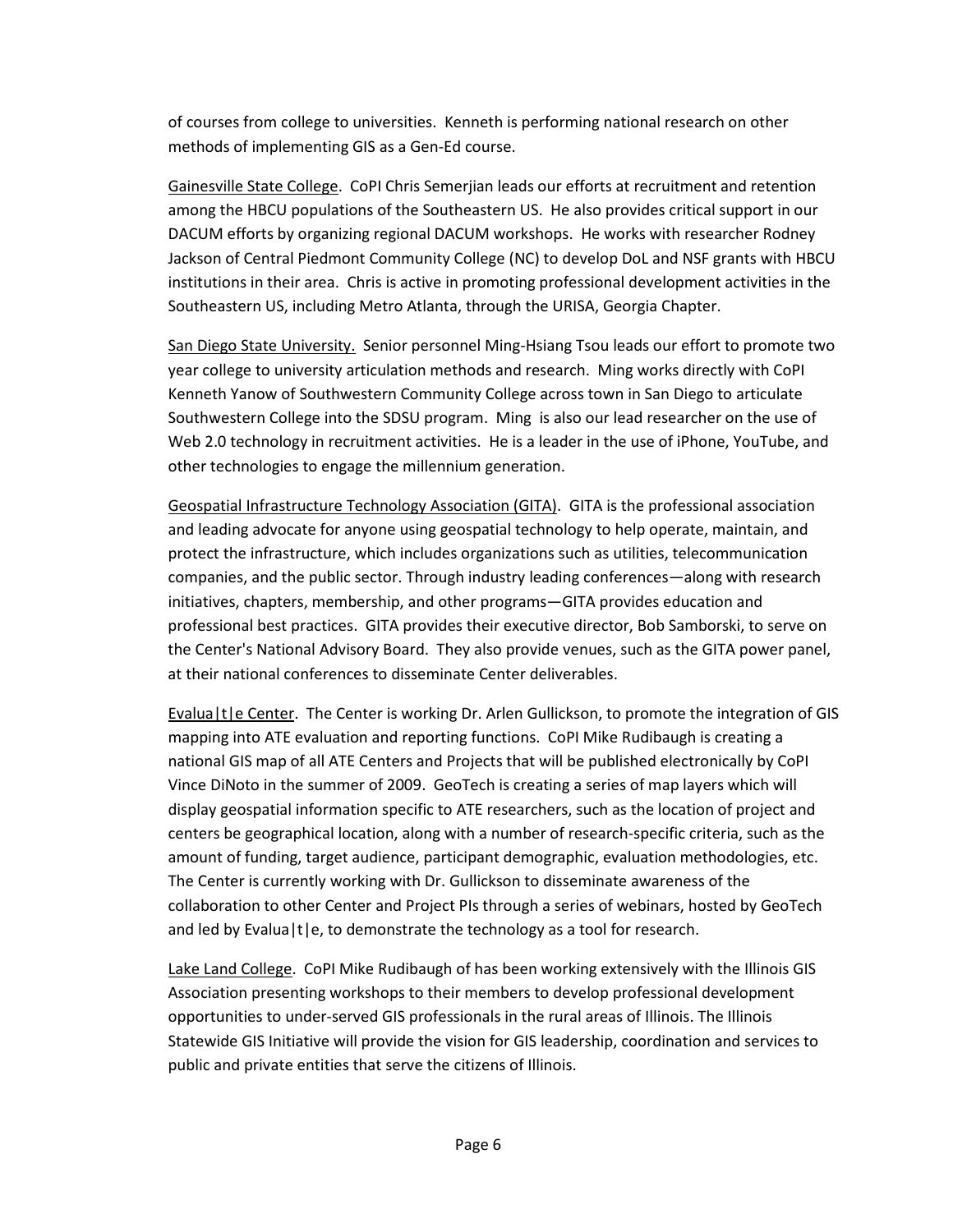of courses from college to universities. Kenneth is performing national research on other methods of implementing GIS as a Gen-Ed course.

Gainesville State College. CoPI Chris Semerjian leads our efforts at recruitment and retention among the HBCU populations of the Southeastern US. He also provides critical support in our DACUM efforts by organizing regional DACUM workshops. He works with researcher Rodney Jackson of Central Piedmont Community College (NC) to develop DoL and NSF grants with HBCU institutions in their area. Chris is active in promoting professional development activities in the Southeastern US, including Metro Atlanta, through the URISA, Georgia Chapter.

San Diego State University. Senior personnel Ming-Hsiang Tsou leads our effort to promote two year college to university articulation methods and research. Ming works directly with CoPI Kenneth Yanow of Southwestern Community College across town in San Diego to articulate Southwestern College into the SDSU program. Ming is also our lead researcher on the use of Web 2.0 technology in recruitment activities. He is a leader in the use of iPhone, YouTube, and other technologies to engage the millennium generation.

Geospatial Infrastructure Technology Association (GITA). GITA is the professional association and leading advocate for anyone using geospatial technology to help operate, maintain, and protect the infrastructure, which includes organizations such as utilities, telecommunication companies, and the public sector. Through industry leading conferences—along with research initiatives, chapters, membership, and other programs—GITA provides education and professional best practices. GITA provides their executive director, Bob Samborski, to serve on the Center's National Advisory Board. They also provide venues, such as the GITA power panel, at their national conferences to disseminate Center deliverables.

Evalua|t|e Center. The Center is working Dr. Arlen Gullickson, to promote the integration of GIS mapping into ATE evaluation and reporting functions. CoPI Mike Rudibaugh is creating a national GIS map of all ATE Centers and Projects that will be published electronically by CoPI Vince DiNoto in the summer of 2009. GeoTech is creating a series of map layers which will display geospatial information specific to ATE researchers, such as the location of project and centers be geographical location, along with a number of research-specific criteria, such as the amount of funding, target audience, participant demographic, evaluation methodologies, etc. The Center is currently working with Dr. Gullickson to disseminate awareness of the collaboration to other Center and Project PIs through a series of webinars, hosted by GeoTech and led by Evalua|t|e, to demonstrate the technology as a tool for research.

Lake Land College. CoPI Mike Rudibaugh of has been working extensively with the Illinois GIS Association presenting workshops to their members to develop professional development opportunities to under-served GIS professionals in the rural areas of Illinois. The Illinois Statewide GIS Initiative will provide the vision for GIS leadership, coordination and services to public and private entities that serve the citizens of Illinois.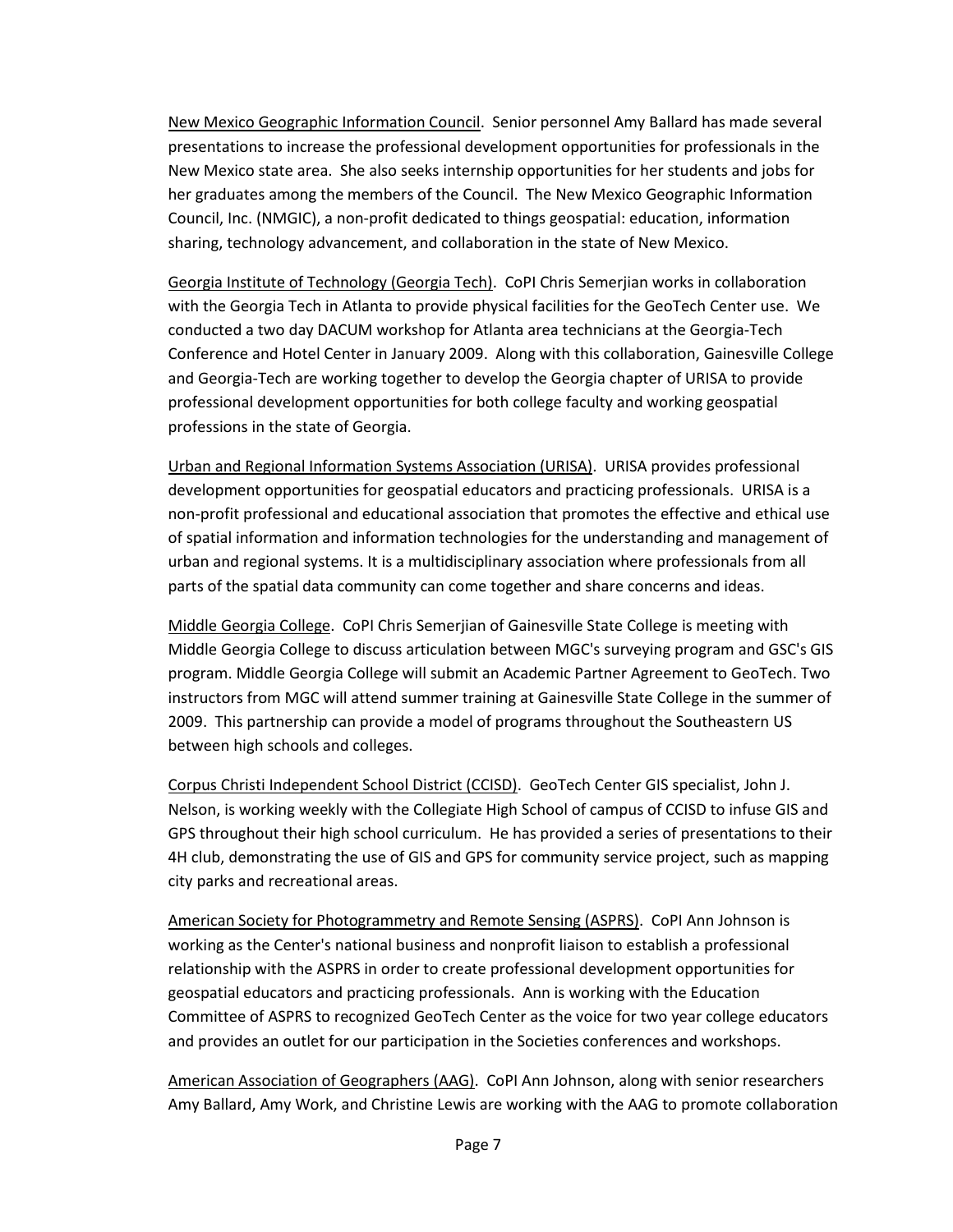<u>New Mexico Geographic Information Council</u>. Senior personnel Amy Ballard has made several presentations to increase the professional development opportunities for professionals in the New Mexico state area. She also seeks internship opportunities for her students and jobs for her graduates among the members of the Council. The New Mexico Geographic Information Council, Inc. (NMGIC), a non-profit dedicated to things geospatial: education, information sharing, technology advancement, and collaboration in the state of New Mexico.

<u>Georgia Institute of Technology (Georgia Tech)</u>. CoPI Chris Semerjian works in collaboration with the Georgia Tech in Atlanta to provide physical facilities for the GeoTech Center use. We conducted a two day DACUM workshop for Atlanta area technicians at the Georgia-Tech Conference and Hotel Center in January 2009. Along with this collaboration, Gainesville College and Georgia-Tech are working together to develop the Georgia chapter of URISA to provide professional development opportunities for both college faculty and working geospatial professions in the state of Georgia.

<u>Urban and Regional Information Systems Association (URISA)</u>. URISA provides professional development opportunities for geospatial educators and practicing professionals. URISA is a non-profit professional and educational association that promotes the effective and ethical use of spatial information and information technologies for the understanding and management of urban and regional systems. It is a multidisciplinary association where professionals from all parts of the spatial data community can come together and share concerns and ideas.

<u>Middle Georgia College</u>. CoPI Chris Semerjian of Gainesville State College is meeting with Middle Georgia College to discuss articulation between MGC's surveying program and GSC's GIS program. Middle Georgia College will submit an Academic Partner Agreement to GeoTech. Two instructors from MGC will attend summer training at Gainesville State College in the summer of 2009. This partnership can provide a model of programs throughout the Southeastern US between high schools and colleges.

<u>Corpus Christi Independent School District (CCISD)</u>. GeoTech Center GIS specialist, John J. Nelson, is working weekly with the Collegiate High School of campus of CCISD to infuse GIS and GPS throughout their high school curriculum. He has provided a series of presentations to their 4H club, demonstrating the use of GIS and GPS for community service project, such as mapping city parks and recreational areas.

<u>American Society for Photogrammetry and Remote Sensing (ASPRS)</u>. CoPI Ann Johnson is working as the Center's national business and nonprofit liaison to establish a professional relationship with the ASPRS in order to create professional development opportunities for geospatial educators and practicing professionals. Ann is working with the Education Committee of ASPRS to recognized GeoTech Center as the voice for two year college educators and provides an outlet for our participation in the Societies conferences and workshops.

<u>American Association of Geographers (AAG)</u>. CoPI Ann Johnson, along with senior researchers Amy Ballard, Amy Work, and Christine Lewis are working with the AAG to promote collaboration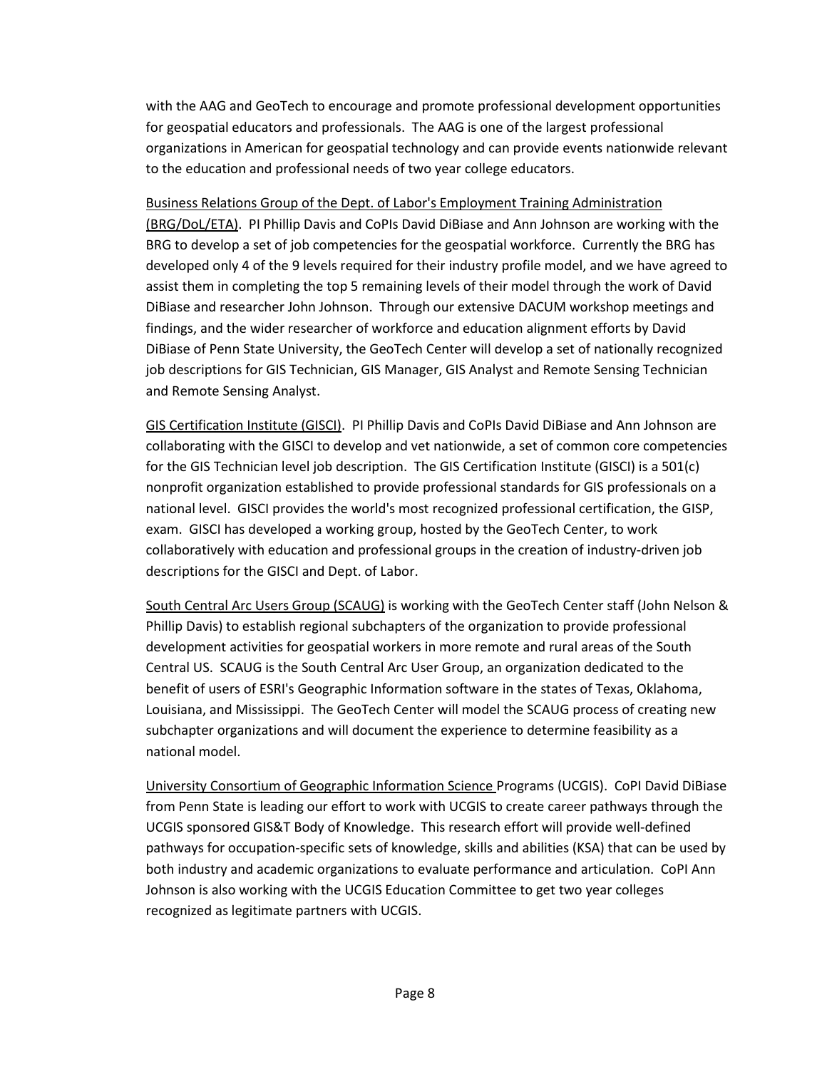with the AAG and GeoTech to encourage and promote professional development opportunities for geospatial educators and professionals. The AAG is one of the largest professional organizations in American for geospatial technology and can provide events nationwide relevant to the education and professional needs of two year college educators.

Business Relations Group of the Dept. of Labor's Employment Training Administration (BRG/DoL/ETA). PI Phillip Davis and CoPIs David DiBiase and Ann Johnson are working with the BRG to develop a set of job competencies for the geospatial workforce. Currently the BRG has developed only 4 of the 9 levels required for their industry profile model, and we have agreed to assist them in completing the top 5 remaining levels of their model through the work of David DiBiase and researcher John Johnson. Through our extensive DACUM workshop meetings and findings, and the wider researcher of workforce and education alignment efforts by David DiBiase of Penn State University, the GeoTech Center will develop a set of nationally recognized job descriptions for GIS Technician, GIS Manager, GIS Analyst and Remote Sensing Technician and Remote Sensing Analyst.

GIS Certification Institute (GISCI). PI Phillip Davis and CoPIs David DiBiase and Ann Johnson are collaborating with the GISCI to develop and vet nationwide, a set of common core competencies for the GIS Technician level job description. The GIS Certification Institute (GISCI) is a 501(c) nonprofit organization established to provide professional standards for GIS professionals on a national level. GISCI provides the world's most recognized professional certification, the GISP, exam. GISCI has developed a working group, hosted by the GeoTech Center, to work collaboratively with education and professional groups in the creation of industry-driven job descriptions for the GISCI and Dept. of Labor.

South Central Arc Users Group (SCAUG) is working with the GeoTech Center staff (John Nelson & Phillip Davis) to establish regional subchapters of the organization to provide professional development activities for geospatial workers in more remote and rural areas of the South Central US. SCAUG is the South Central Arc User Group, an organization dedicated to the benefit of users of ESRI's Geographic Information software in the states of Texas, Oklahoma, Louisiana, and Mississippi. The GeoTech Center will model the SCAUG process of creating new subchapter organizations and will document the experience to determine feasibility as a national model.

University Consortium of Geographic Information Science Programs (UCGIS). CoPI David DiBiase from Penn State is leading our effort to work with UCGIS to create career pathways through the UCGIS sponsored GIS&T Body of Knowledge. This research effort will provide well-defined pathways for occupation-specific sets of knowledge, skills and abilities (KSA) that can be used by both industry and academic organizations to evaluate performance and articulation. CoPI Ann Johnson is also working with the UCGIS Education Committee to get two year colleges recognized as legitimate partners with UCGIS.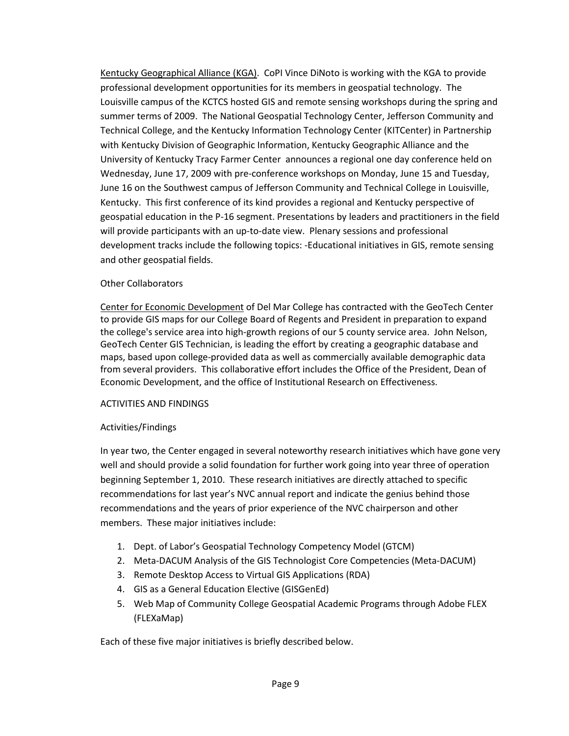Kentucky Geographical Alliance (KGA). CoPI Vince DiNoto is working with the KGA to provide professional development opportunities for its members in geospatial technology. The Louisville campus of the KCTCS hosted GIS and remote sensing workshops during the spring and summer terms of 2009. The National Geospatial Technology Center, Jefferson Community and Technical College, and the Kentucky Information Technology Center (KITCenter) in Partnership with Kentucky Division of Geographic Information, Kentucky Geographic Alliance and the University of Kentucky Tracy Farmer Center announces a regional one day conference held on Wednesday, June 17, 2009 with pre-conference workshops on Monday, June 15 and Tuesday, June 16 on the Southwest campus of Jefferson Community and Technical College in Louisville, Kentucky. This first conference of its kind provides a regional and Kentucky perspective of geospatial education in the P-16 segment. Presentations by leaders and practitioners in the field will provide participants with an up-to-date view. Plenary sessions and professional development tracks include the following topics: -Educational initiatives in GIS, remote sensing and other geospatial fields.

Other Collaborators

Center for Economic Development of Del Mar College has contracted with the GeoTech Center to provide GIS maps for our College Board of Regents and President in preparation to expand the college's service area into high-growth regions of our 5 county service area. John Nelson, GeoTech Center GIS Technician, is leading the effort by creating a geographic database and maps, based upon college-provided data as well as commercially available demographic data from several providers. This collaborative effort includes the Office of the President, Dean of Economic Development, and the office of Institutional Research on Effectiveness.

ACTIVITIES AND FINDINGS

Activities/Findings

In year two, the Center engaged in several noteworthy research initiatives which have gone very well and should provide a solid foundation for further work going into year three of operation beginning September 1, 2010. These research initiatives are directly attached to specific recommendations for last year's NVC annual report and indicate the genius behind those recommendations and the years of prior experience of the NVC chairperson and other members. These major initiatives include:

1. Dept. of Labor's Geospatial Technology Competency Model (GTCM)
2. Meta-DACUM Analysis of the GIS Technologist Core Competencies (Meta-DACUM)
3. Remote Desktop Access to Virtual GIS Applications (RDA)
4. GIS as a General Education Elective (GISGenEd)
5. Web Map of Community College Geospatial Academic Programs through Adobe FLEX (FLEXaMap)

Each of these five major initiatives is briefly described below.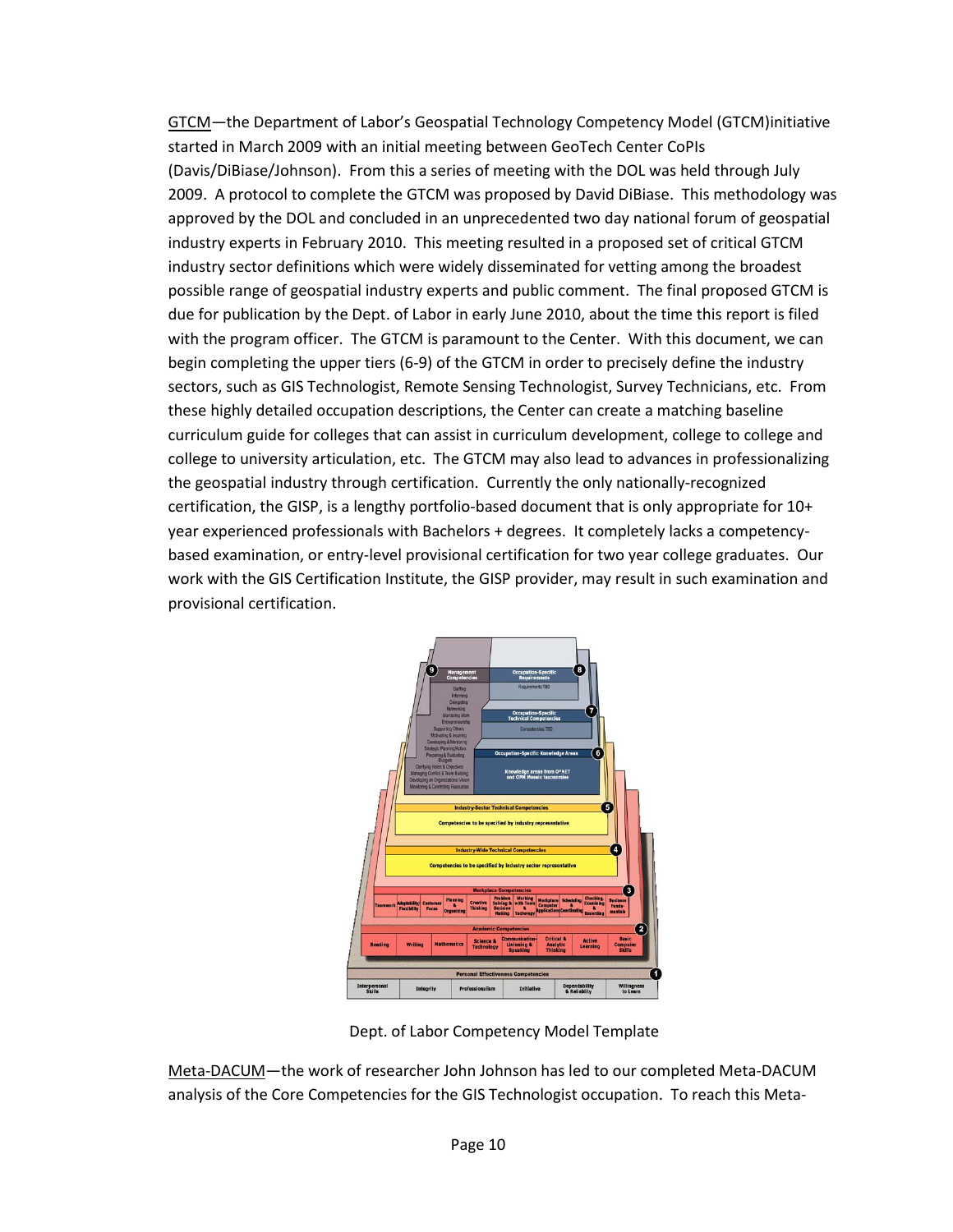GTCM—the Department of Labor's Geospatial Technology Competency Model (GTCM)initiative started in March 2009 with an initial meeting between GeoTech Center CoPIs (Davis/DiBiase/Johnson). From this a series of meeting with the DOL was held through July 2009. A protocol to complete the GTCM was proposed by David DiBiase. This methodology was approved by the DOL and concluded in an unprecedented two day national forum of geospatial industry experts in February 2010. This meeting resulted in a proposed set of critical GTCM industry sector definitions which were widely disseminated for vetting among the broadest possible range of geospatial industry experts and public comment. The final proposed GTCM is due for publication by the Dept. of Labor in early June 2010, about the time this report is filed with the program officer. The GTCM is paramount to the Center. With this document, we can begin completing the upper tiers (6-9) of the GTCM in order to precisely define the industry sectors, such as GIS Technologist, Remote Sensing Technologist, Survey Technicians, etc. From these highly detailed occupation descriptions, the Center can create a matching baseline curriculum guide for colleges that can assist in curriculum development, college to college and college to university articulation, etc. The GTCM may also lead to advances in professionalizing the geospatial industry through certification. Currently the only nationally-recognized certification, the GISP, is a lengthy portfolio-based document that is only appropriate for 10+ year experienced professionals with Bachelors + degrees. It completely lacks a competency-based examination, or entry-level provisional certification for two year college graduates. Our work with the GIS Certification Institute, the GISP provider, may result in such examination and provisional certification.

Dept. of Labor Competency Model Template

Meta-DACUM—the work of researcher John Johnson has led to our completed Meta-DACUM analysis of the Core Competencies for the GIS Technologist occupation. To reach this Meta-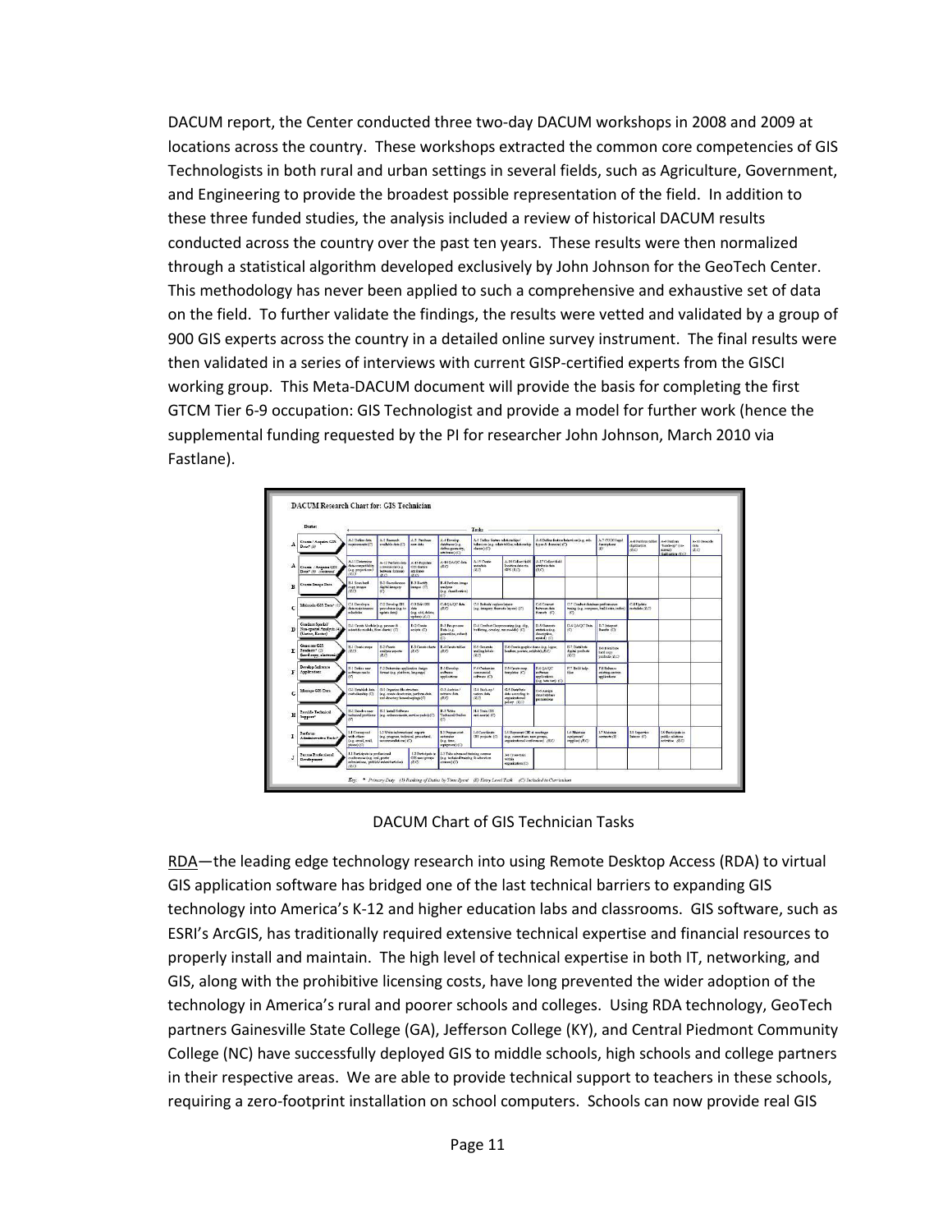DACUM report, the Center conducted three two-day DACUM workshops in 2008 and 2009 at locations across the country. These workshops extracted the common core competencies of GIS Technologists in both rural and urban settings in several fields, such as Agriculture, Government, and Engineering to provide the broadest possible representation of the field. In addition to these three funded studies, the analysis included a review of historical DACUM results conducted across the country over the past ten years. These results were then normalized through a statistical algorithm developed exclusively by John Johnson for the GeoTech Center. This methodology has never been applied to such a comprehensive and exhaustive set of data on the field. To further validate the findings, the results were vetted and validated by a group of 900 GIS experts across the country in a detailed online survey instrument. The final results were then validated in a series of interviews with current GISP-certified experts from the GISCI working group. This Meta-DACUM document will provide the basis for completing the first GTCM Tier 6-9 occupation: GIS Technologist and provide a model for further work (hence the supplemental funding requested by the PI for researcher John Johnson, March 2010 via Fastlane).

DACUM Chart of GIS Technician Tasks

RDA—the leading edge technology research into using Remote Desktop Access (RDA) to virtual GIS application software has bridged one of the last technical barriers to expanding GIS technology into America's K-12 and higher education labs and classrooms. GIS software, such as ESRI's ArcGIS, has traditionally required extensive technical expertise and financial resources to properly install and maintain. The high level of technical expertise in both IT, networking, and GIS, along with the prohibitive licensing costs, have long prevented the wider adoption of the technology in America's rural and poorer schools and colleges. Using RDA technology, GeoTech partners Gainesville State College (GA), Jefferson College (KY), and Central Piedmont Community College (NC) have successfully deployed GIS to middle schools, high schools and college partners in their respective areas. We are able to provide technical support to teachers in these schools, requiring a zero-footprint installation on school computers. Schools can now provide real GIS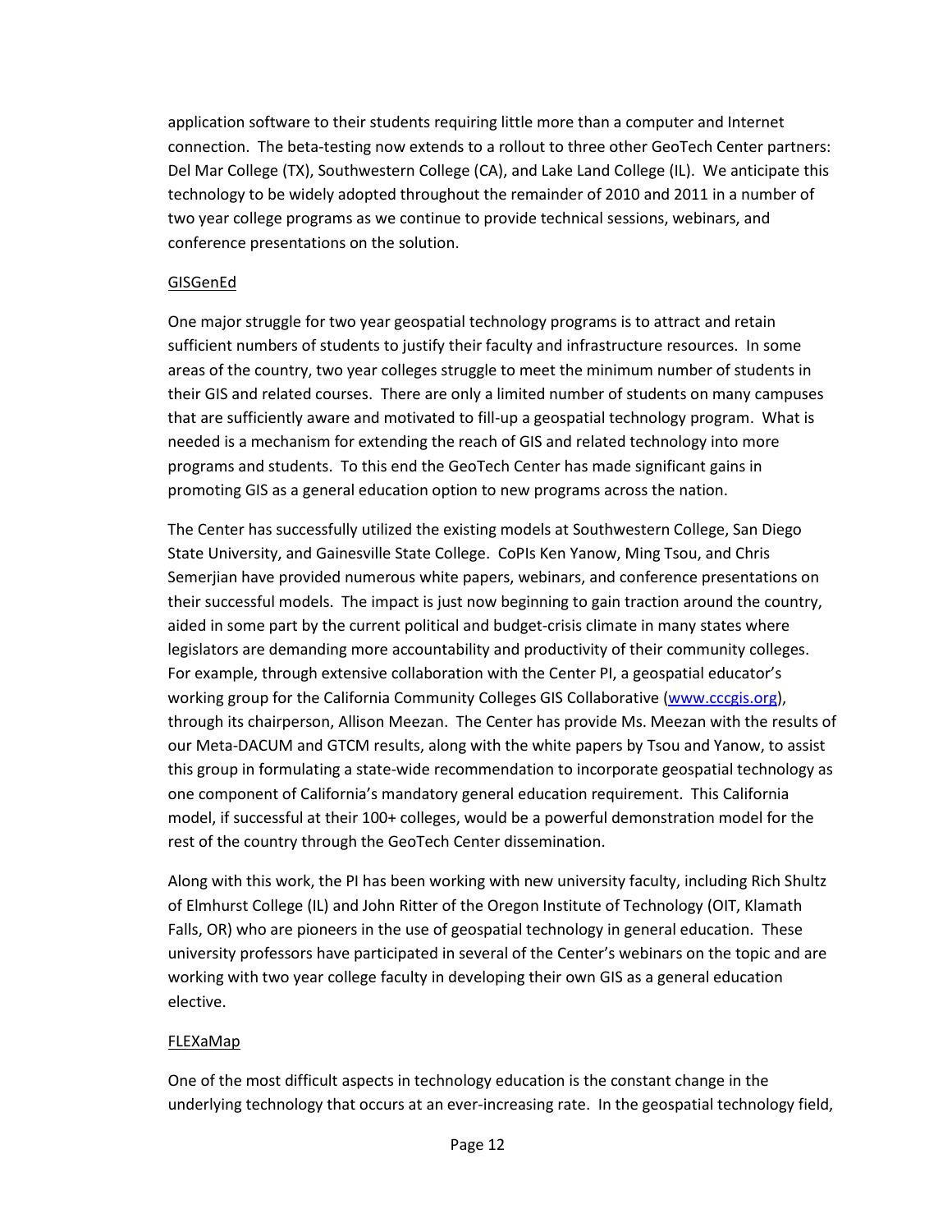application software to their students requiring little more than a computer and Internet connection. The beta-testing now extends to a rollout to three other GeoTech Center partners: Del Mar College (TX), Southwestern College (CA), and Lake Land College (IL). We anticipate this technology to be widely adopted throughout the remainder of 2010 and 2011 in a number of two year college programs as we continue to provide technical sessions, webinars, and conference presentations on the solution.

### GISGenEd

One major struggle for two year geospatial technology programs is to attract and retain sufficient numbers of students to justify their faculty and infrastructure resources. In some areas of the country, two year colleges struggle to meet the minimum number of students in their GIS and related courses. There are only a limited number of students on many campuses that are sufficiently aware and motivated to fill-up a geospatial technology program. What is needed is a mechanism for extending the reach of GIS and related technology into more programs and students. To this end the GeoTech Center has made significant gains in promoting GIS as a general education option to new programs across the nation.

The Center has successfully utilized the existing models at Southwestern College, San Diego State University, and Gainesville State College. CoPIs Ken Yanow, Ming Tsou, and Chris Semerjian have provided numerous white papers, webinars, and conference presentations on their successful models. The impact is just now beginning to gain traction around the country, aided in some part by the current political and budget-crisis climate in many states where legislators are demanding more accountability and productivity of their community colleges. For example, through extensive collaboration with the Center PI, a geospatial educator's working group for the California Community Colleges GIS Collaborative ([www.cccgis.org](www.cccgis.org)), through its chairperson, Allison Meezan. The Center has provide Ms. Meezan with the results of our Meta-DACUM and GTCM results, along with the white papers by Tsou and Yanow, to assist this group in formulating a state-wide recommendation to incorporate geospatial technology as one component of California's mandatory general education requirement. This California model, if successful at their 100+ colleges, would be a powerful demonstration model for the rest of the country through the GeoTech Center dissemination.

Along with this work, the PI has been working with new university faculty, including Rich Shultz of Elmhurst College (IL) and John Ritter of the Oregon Institute of Technology (OIT, Klamath Falls, OR) who are pioneers in the use of geospatial technology in general education. These university professors have participated in several of the Center's webinars on the topic and are working with two year college faculty in developing their own GIS as a general education elective.

### FLEXaMap

One of the most difficult aspects in technology education is the constant change in the underlying technology that occurs at an ever-increasing rate. In the geospatial technology field,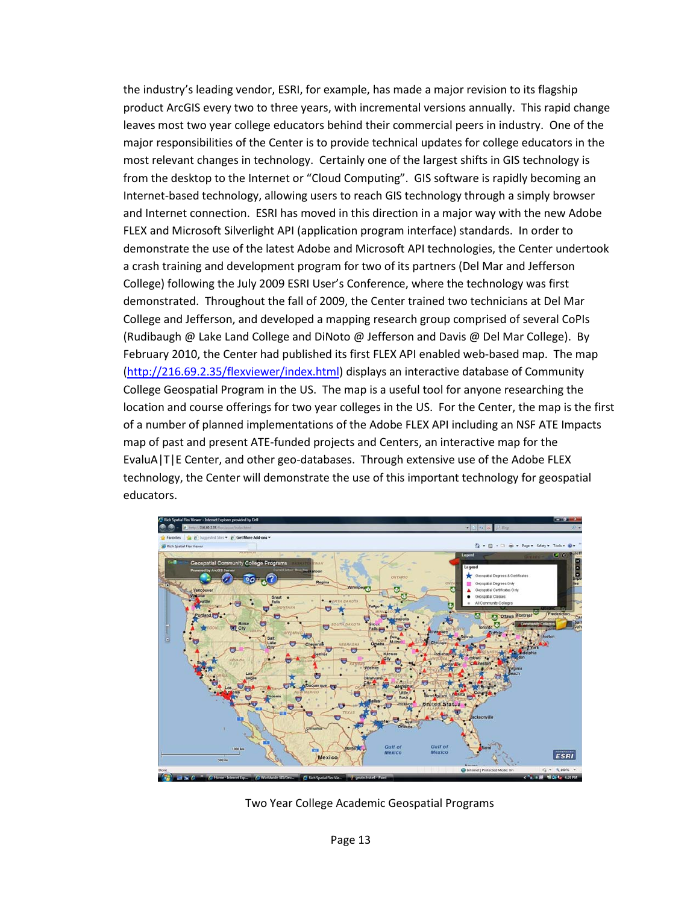the industry's leading vendor, ESRI, for example, has made a major revision to its flagship product ArcGIS every two to three years, with incremental versions annually. This rapid change leaves most two year college educators behind their commercial peers in industry. One of the major responsibilities of the Center is to provide technical updates for college educators in the most relevant changes in technology. Certainly one of the largest shifts in GIS technology is from the desktop to the Internet or "Cloud Computing". GIS software is rapidly becoming an Internet-based technology, allowing users to reach GIS technology through a simply browser and Internet connection. ESRI has moved in this direction in a major way with the new Adobe FLEX and Microsoft Silverlight API (application program interface) standards. In order to demonstrate the use of the latest Adobe and Microsoft API technologies, the Center undertook a crash training and development program for two of its partners (Del Mar and Jefferson College) following the July 2009 ESRI User's Conference, where the technology was first demonstrated. Throughout the fall of 2009, the Center trained two technicians at Del Mar College and Jefferson, and developed a mapping research group comprised of several CoPIs (Rudibaugh @ Lake Land College and DiNoto @ Jefferson and Davis @ Del Mar College). By February 2010, the Center had published its first FLEX API enabled web-based map. The map (http://216.69.2.35/flexviewer/index.html) displays an interactive database of Community College Geospatial Program in the US. The map is a useful tool for anyone researching the location and course offerings for two year colleges in the US. For the Center, the map is the first of a number of planned implementations of the Adobe FLEX API including an NSF ATE Impacts map of past and present ATE-funded projects and Centers, an interactive map for the EvaluA|T|E Center, and other geo-databases. Through extensive use of the Adobe FLEX technology, the Center will demonstrate the use of this important technology for geospatial educators.

Two Year College Academic Geospatial Programs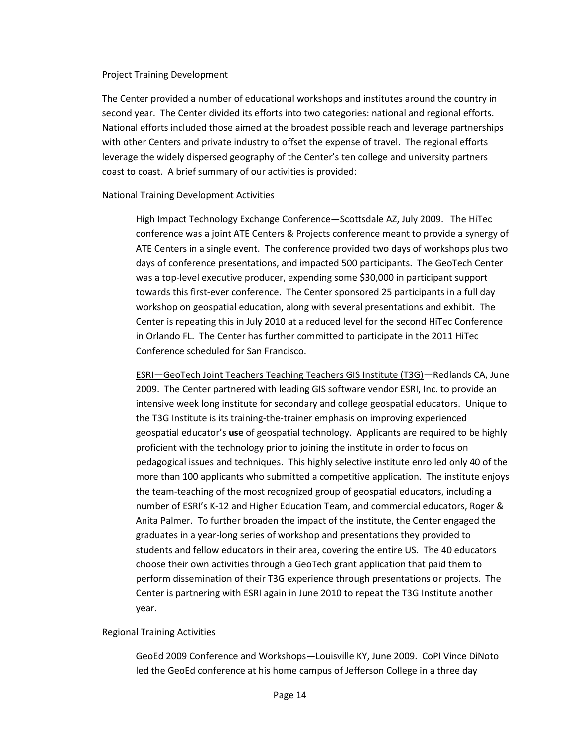Project Training Development

The Center provided a number of educational workshops and institutes around the country in second year. The Center divided its efforts into two categories: national and regional efforts. National efforts included those aimed at the broadest possible reach and leverage partnerships with other Centers and private industry to offset the expense of travel. The regional efforts leverage the widely dispersed geography of the Center's ten college and university partners coast to coast. A brief summary of our activities is provided:

National Training Development Activities

> <u>High Impact Technology Exchange Conference</u>—Scottsdale AZ, July 2009. The HiTec conference was a joint ATE Centers & Projects conference meant to provide a synergy of ATE Centers in a single event. The conference provided two days of workshops plus two days of conference presentations, and impacted 500 participants. The GeoTech Center was a top-level executive producer, expending some $30,000 in participant support towards this first-ever conference. The Center sponsored 25 participants in a full day workshop on geospatial education, along with several presentations and exhibit. The Center is repeating this in July 2010 at a reduced level for the second HiTec Conference in Orlando FL. The Center has further committed to participate in the 2011 HiTec Conference scheduled for San Francisco.

> <u>ESRI—GeoTech Joint Teachers Teaching Teachers GIS Institute (T3G)</u>—Redlands CA, June 2009. The Center partnered with leading GIS software vendor ESRI, Inc. to provide an intensive week long institute for secondary and college geospatial educators. Unique to the T3G Institute is its training-the-trainer emphasis on improving experienced geospatial educator's **use** of geospatial technology. Applicants are required to be highly proficient with the technology prior to joining the institute in order to focus on pedagogical issues and techniques. This highly selective institute enrolled only 40 of the more than 100 applicants who submitted a competitive application. The institute enjoys the team-teaching of the most recognized group of geospatial educators, including a number of ESRI's K-12 and Higher Education Team, and commercial educators, Roger & Anita Palmer. To further broaden the impact of the institute, the Center engaged the graduates in a year-long series of workshop and presentations they provided to students and fellow educators in their area, covering the entire US. The 40 educators choose their own activities through a GeoTech grant application that paid them to perform dissemination of their T3G experience through presentations or projects. The Center is partnering with ESRI again in June 2010 to repeat the T3G Institute another year.

Regional Training Activities

> <u>GeoEd 2009 Conference and Workshops</u>—Louisville KY, June 2009. CoPI Vince DiNoto led the GeoEd conference at his home campus of Jefferson College in a three day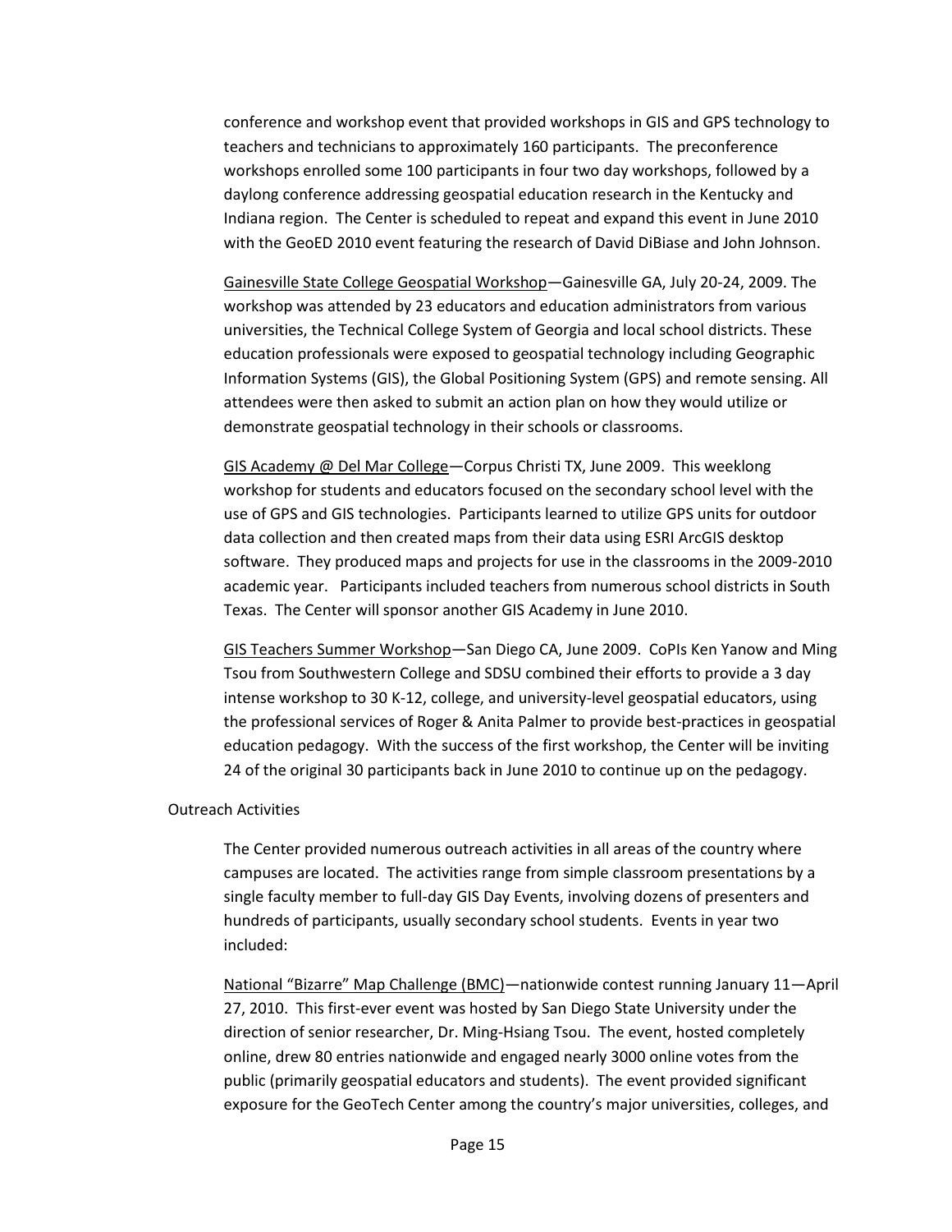conference and workshop event that provided workshops in GIS and GPS technology to teachers and technicians to approximately 160 participants. The preconference workshops enrolled some 100 participants in four two day workshops, followed by a daylong conference addressing geospatial education research in the Kentucky and Indiana region. The Center is scheduled to repeat and expand this event in June 2010 with the GeoED 2010 event featuring the research of David DiBiase and John Johnson.

<u>Gainesville State College Geospatial Workshop</u>—Gainesville GA, July 20-24, 2009. The workshop was attended by 23 educators and education administrators from various universities, the Technical College System of Georgia and local school districts. These education professionals were exposed to geospatial technology including Geographic Information Systems (GIS), the Global Positioning System (GPS) and remote sensing. All attendees were then asked to submit an action plan on how they would utilize or demonstrate geospatial technology in their schools or classrooms.

<u>GIS Academy @ Del Mar College</u>—Corpus Christi TX, June 2009. This weeklong workshop for students and educators focused on the secondary school level with the use of GPS and GIS technologies. Participants learned to utilize GPS units for outdoor data collection and then created maps from their data using ESRI ArcGIS desktop software. They produced maps and projects for use in the classrooms in the 2009-2010 academic year. Participants included teachers from numerous school districts in South Texas. The Center will sponsor another GIS Academy in June 2010.

<u>GIS Teachers Summer Workshop</u>—San Diego CA, June 2009. CoPIs Ken Yanow and Ming Tsou from Southwestern College and SDSU combined their efforts to provide a 3 day intense workshop to 30 K-12, college, and university-level geospatial educators, using the professional services of Roger & Anita Palmer to provide best-practices in geospatial education pedagogy. With the success of the first workshop, the Center will be inviting 24 of the original 30 participants back in June 2010 to continue up on the pedagogy.

Outreach Activities

The Center provided numerous outreach activities in all areas of the country where campuses are located. The activities range from simple classroom presentations by a single faculty member to full-day GIS Day Events, involving dozens of presenters and hundreds of participants, usually secondary school students. Events in year two included:

<u>National "Bizarre" Map Challenge (BMC)</u>—nationwide contest running January 11—April 27, 2010. This first-ever event was hosted by San Diego State University under the direction of senior researcher, Dr. Ming-Hsiang Tsou. The event, hosted completely online, drew 80 entries nationwide and engaged nearly 3000 online votes from the public (primarily geospatial educators and students). The event provided significant exposure for the GeoTech Center among the country's major universities, colleges, and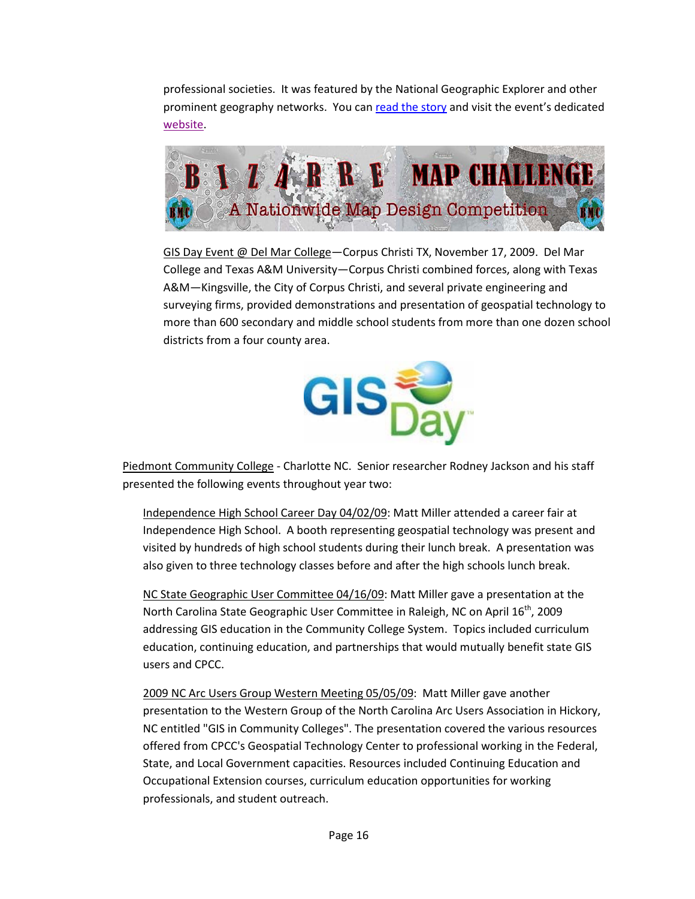professional societies. It was featured by the National Geographic Explorer and other prominent geography networks. You can read the story and visit the event's dedicated website.

GIS Day Event @ Del Mar College—Corpus Christi TX, November 17, 2009. Del Mar College and Texas A&M University—Corpus Christi combined forces, along with Texas A&M—Kingsville, the City of Corpus Christi, and several private engineering and surveying firms, provided demonstrations and presentation of geospatial technology to more than 600 secondary and middle school students from more than one dozen school districts from a four county area.

Piedmont Community College - Charlotte NC. Senior researcher Rodney Jackson and his staff presented the following events throughout year two:

Independence High School Career Day 04/02/09: Matt Miller attended a career fair at Independence High School. A booth representing geospatial technology was present and visited by hundreds of high school students during their lunch break. A presentation was also given to three technology classes before and after the high schools lunch break.

NC State Geographic User Committee 04/16/09: Matt Miller gave a presentation at the North Carolina State Geographic User Committee in Raleigh, NC on April 16th, 2009 addressing GIS education in the Community College System. Topics included curriculum education, continuing education, and partnerships that would mutually benefit state GIS users and CPCC.

2009 NC Arc Users Group Western Meeting 05/05/09: Matt Miller gave another presentation to the Western Group of the North Carolina Arc Users Association in Hickory, NC entitled "GIS in Community Colleges". The presentation covered the various resources offered from CPCC's Geospatial Technology Center to professional working in the Federal, State, and Local Government capacities. Resources included Continuing Education and Occupational Extension courses, curriculum education opportunities for working professionals, and student outreach.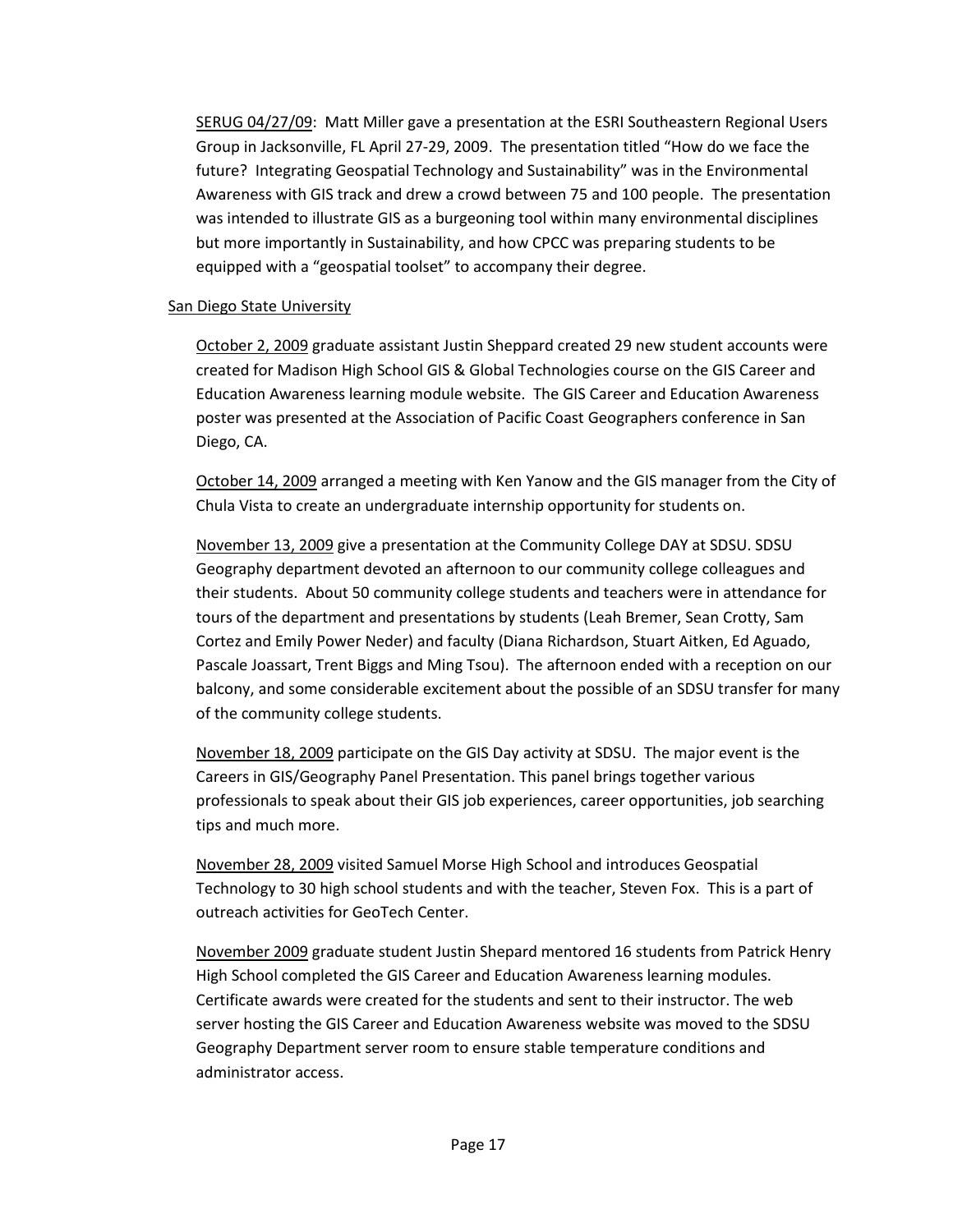<u>SERUG 04/27/09</u>: Matt Miller gave a presentation at the ESRI Southeastern Regional Users Group in Jacksonville, FL April 27-29, 2009. The presentation titled "How do we face the future? Integrating Geospatial Technology and Sustainability" was in the Environmental Awareness with GIS track and drew a crowd between 75 and 100 people. The presentation was intended to illustrate GIS as a burgeoning tool within many environmental disciplines but more importantly in Sustainability, and how CPCC was preparing students to be equipped with a "geospatial toolset" to accompany their degree.

<u>San Diego State University</u>

<u>October 2, 2009</u> graduate assistant Justin Sheppard created 29 new student accounts were created for Madison High School GIS & Global Technologies course on the GIS Career and Education Awareness learning module website. The GIS Career and Education Awareness poster was presented at the Association of Pacific Coast Geographers conference in San Diego, CA.

<u>October 14, 2009</u> arranged a meeting with Ken Yanow and the GIS manager from the City of Chula Vista to create an undergraduate internship opportunity for students on.

<u>November 13, 2009</u> give a presentation at the Community College DAY at SDSU. SDSU Geography department devoted an afternoon to our community college colleagues and their students. About 50 community college students and teachers were in attendance for tours of the department and presentations by students (Leah Bremer, Sean Crotty, Sam Cortez and Emily Power Neder) and faculty (Diana Richardson, Stuart Aitken, Ed Aguado, Pascale Joassart, Trent Biggs and Ming Tsou). The afternoon ended with a reception on our balcony, and some considerable excitement about the possible of an SDSU transfer for many of the community college students.

<u>November 18, 2009</u> participate on the GIS Day activity at SDSU. The major event is the Careers in GIS/Geography Panel Presentation. This panel brings together various professionals to speak about their GIS job experiences, career opportunities, job searching tips and much more.

<u>November 28, 2009</u> visited Samuel Morse High School and introduces Geospatial Technology to 30 high school students and with the teacher, Steven Fox. This is a part of outreach activities for GeoTech Center.

<u>November 2009</u> graduate student Justin Shepard mentored 16 students from Patrick Henry High School completed the GIS Career and Education Awareness learning modules. Certificate awards were created for the students and sent to their instructor. The web server hosting the GIS Career and Education Awareness website was moved to the SDSU Geography Department server room to ensure stable temperature conditions and administrator access.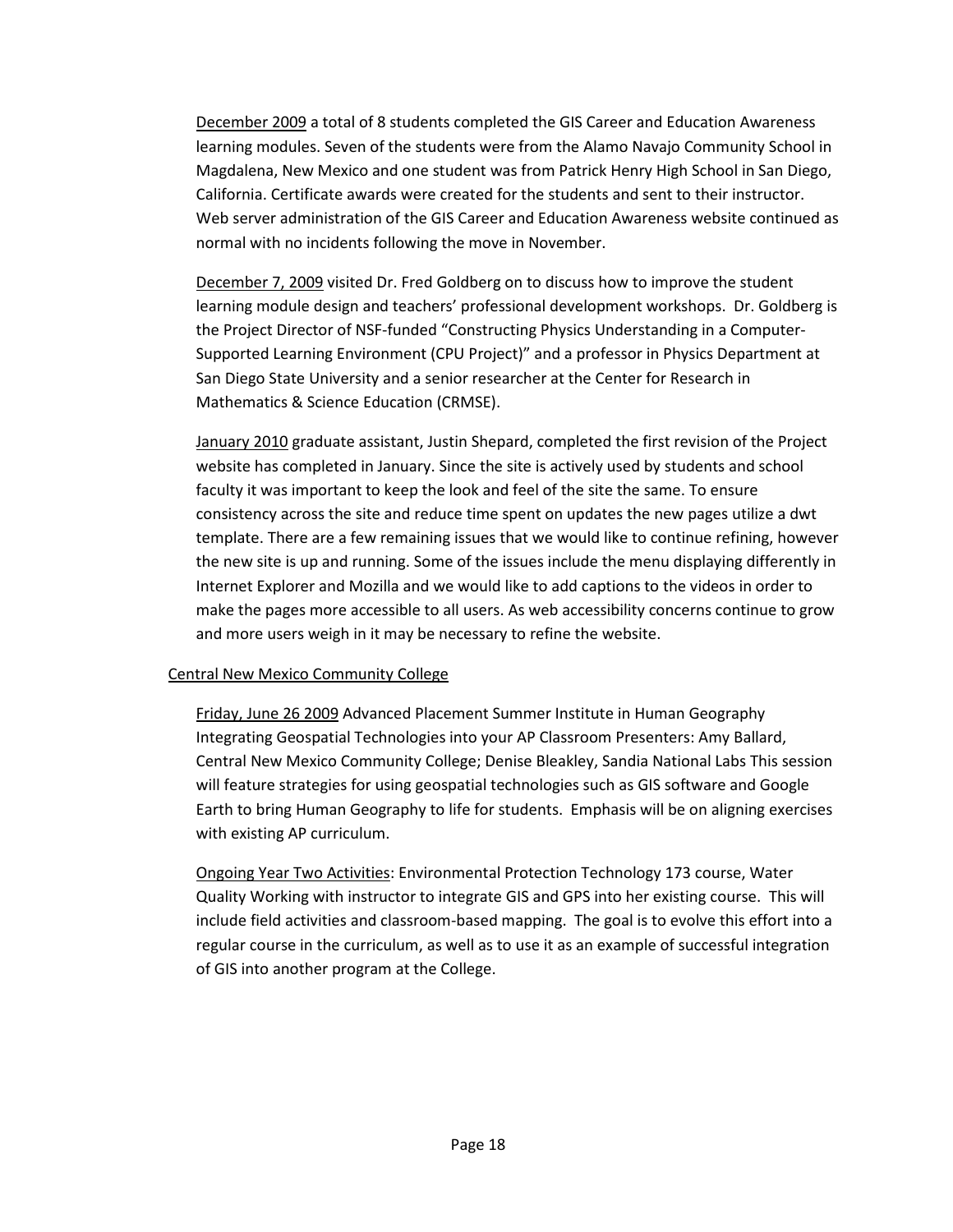December 2009 a total of 8 students completed the GIS Career and Education Awareness learning modules. Seven of the students were from the Alamo Navajo Community School in Magdalena, New Mexico and one student was from Patrick Henry High School in San Diego, California. Certificate awards were created for the students and sent to their instructor. Web server administration of the GIS Career and Education Awareness website continued as normal with no incidents following the move in November.

December 7, 2009 visited Dr. Fred Goldberg on to discuss how to improve the student learning module design and teachers' professional development workshops. Dr. Goldberg is the Project Director of NSF-funded "Constructing Physics Understanding in a Computer-Supported Learning Environment (CPU Project)" and a professor in Physics Department at San Diego State University and a senior researcher at the Center for Research in Mathematics & Science Education (CRMSE).

January 2010 graduate assistant, Justin Shepard, completed the first revision of the Project website has completed in January. Since the site is actively used by students and school faculty it was important to keep the look and feel of the site the same. To ensure consistency across the site and reduce time spent on updates the new pages utilize a dwt template. There are a few remaining issues that we would like to continue refining, however the new site is up and running. Some of the issues include the menu displaying differently in Internet Explorer and Mozilla and we would like to add captions to the videos in order to make the pages more accessible to all users. As web accessibility concerns continue to grow and more users weigh in it may be necessary to refine the website.

Central New Mexico Community College

Friday, June 26 2009 Advanced Placement Summer Institute in Human Geography Integrating Geospatial Technologies into your AP Classroom Presenters: Amy Ballard, Central New Mexico Community College; Denise Bleakley, Sandia National Labs This session will feature strategies for using geospatial technologies such as GIS software and Google Earth to bring Human Geography to life for students. Emphasis will be on aligning exercises with existing AP curriculum.

Ongoing Year Two Activities: Environmental Protection Technology 173 course, Water Quality Working with instructor to integrate GIS and GPS into her existing course. This will include field activities and classroom-based mapping. The goal is to evolve this effort into a regular course in the curriculum, as well as to use it as an example of successful integration of GIS into another program at the College.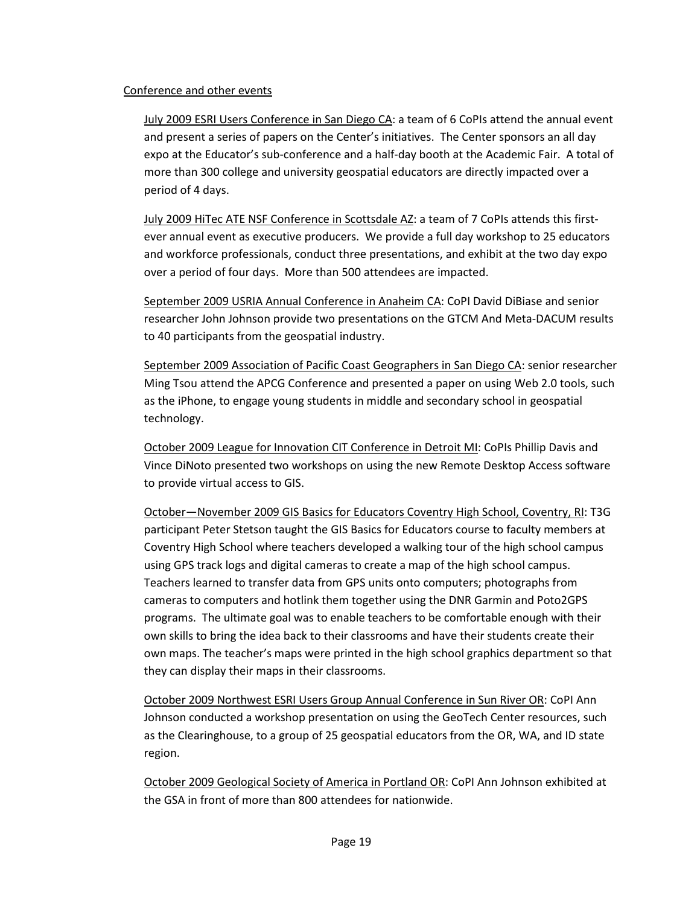Conference and other events

July 2009 ESRI Users Conference in San Diego CA: a team of 6 CoPIs attend the annual event and present a series of papers on the Center's initiatives. The Center sponsors an all day expo at the Educator's sub-conference and a half-day booth at the Academic Fair. A total of more than 300 college and university geospatial educators are directly impacted over a period of 4 days.

July 2009 HiTec ATE NSF Conference in Scottsdale AZ: a team of 7 CoPIs attends this first-ever annual event as executive producers. We provide a full day workshop to 25 educators and workforce professionals, conduct three presentations, and exhibit at the two day expo over a period of four days. More than 500 attendees are impacted.

September 2009 USRIA Annual Conference in Anaheim CA: CoPI David DiBiase and senior researcher John Johnson provide two presentations on the GTCM And Meta-DACUM results to 40 participants from the geospatial industry.

September 2009 Association of Pacific Coast Geographers in San Diego CA: senior researcher Ming Tsou attend the APCG Conference and presented a paper on using Web 2.0 tools, such as the iPhone, to engage young students in middle and secondary school in geospatial technology.

October 2009 League for Innovation CIT Conference in Detroit MI: CoPIs Phillip Davis and Vince DiNoto presented two workshops on using the new Remote Desktop Access software to provide virtual access to GIS.

October—November 2009 GIS Basics for Educators Coventry High School, Coventry, RI: T3G participant Peter Stetson taught the GIS Basics for Educators course to faculty members at Coventry High School where teachers developed a walking tour of the high school campus using GPS track logs and digital cameras to create a map of the high school campus. Teachers learned to transfer data from GPS units onto computers; photographs from cameras to computers and hotlink them together using the DNR Garmin and Poto2GPS programs. The ultimate goal was to enable teachers to be comfortable enough with their own skills to bring the idea back to their classrooms and have their students create their own maps. The teacher's maps were printed in the high school graphics department so that they can display their maps in their classrooms.

October 2009 Northwest ESRI Users Group Annual Conference in Sun River OR: CoPI Ann Johnson conducted a workshop presentation on using the GeoTech Center resources, such as the Clearinghouse, to a group of 25 geospatial educators from the OR, WA, and ID state region.

October 2009 Geological Society of America in Portland OR: CoPI Ann Johnson exhibited at the GSA in front of more than 800 attendees for nationwide.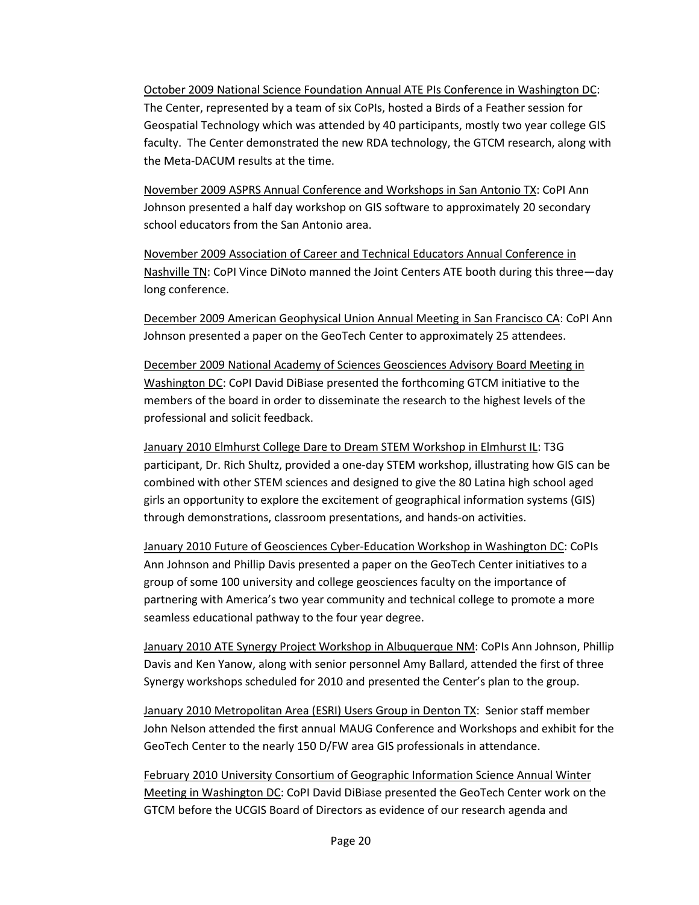<u>October 2009 National Science Foundation Annual ATE PIs Conference in Washington DC</u>: The Center, represented by a team of six CoPIs, hosted a Birds of a Feather session for Geospatial Technology which was attended by 40 participants, mostly two year college GIS faculty. The Center demonstrated the new RDA technology, the GTCM research, along with the Meta-DACUM results at the time.

<u>November 2009 ASPRS Annual Conference and Workshops in San Antonio TX</u>: CoPI Ann Johnson presented a half day workshop on GIS software to approximately 20 secondary school educators from the San Antonio area.

<u>November 2009 Association of Career and Technical Educators Annual Conference in Nashville TN</u>: CoPI Vince DiNoto manned the Joint Centers ATE booth during this three—day long conference.

<u>December 2009 American Geophysical Union Annual Meeting in San Francisco CA</u>: CoPI Ann Johnson presented a paper on the GeoTech Center to approximately 25 attendees.

<u>December 2009 National Academy of Sciences Geosciences Advisory Board Meeting in Washington DC</u>: CoPI David DiBiase presented the forthcoming GTCM initiative to the members of the board in order to disseminate the research to the highest levels of the professional and solicit feedback.

<u>January 2010 Elmhurst College Dare to Dream STEM Workshop in Elmhurst IL</u>: T3G participant, Dr. Rich Shultz, provided a one-day STEM workshop, illustrating how GIS can be combined with other STEM sciences and designed to give the 80 Latina high school aged girls an opportunity to explore the excitement of geographical information systems (GIS) through demonstrations, classroom presentations, and hands-on activities.

<u>January 2010 Future of Geosciences Cyber-Education Workshop in Washington DC</u>: CoPIs Ann Johnson and Phillip Davis presented a paper on the GeoTech Center initiatives to a group of some 100 university and college geosciences faculty on the importance of partnering with America's two year community and technical college to promote a more seamless educational pathway to the four year degree.

<u>January 2010 ATE Synergy Project Workshop in Albuquerque NM</u>: CoPIs Ann Johnson, Phillip Davis and Ken Yanow, along with senior personnel Amy Ballard, attended the first of three Synergy workshops scheduled for 2010 and presented the Center's plan to the group.

<u>January 2010 Metropolitan Area (ESRI) Users Group in Denton TX</u>: Senior staff member John Nelson attended the first annual MAUG Conference and Workshops and exhibit for the GeoTech Center to the nearly 150 D/FW area GIS professionals in attendance.

<u>February 2010 University Consortium of Geographic Information Science Annual Winter Meeting in Washington DC</u>: CoPI David DiBiase presented the GeoTech Center work on the GTCM before the UCGIS Board of Directors as evidence of our research agenda and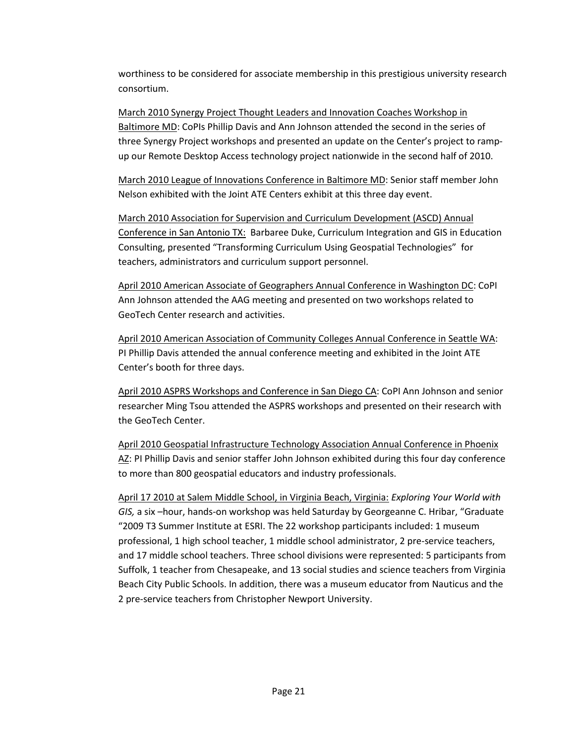worthiness to be considered for associate membership in this prestigious university research consortium.

<u>March 2010 Synergy Project Thought Leaders and Innovation Coaches Workshop in Baltimore MD</u>: CoPIs Phillip Davis and Ann Johnson attended the second in the series of three Synergy Project workshops and presented an update on the Center's project to ramp-up our Remote Desktop Access technology project nationwide in the second half of 2010.

<u>March 2010 League of Innovations Conference in Baltimore MD</u>: Senior staff member John Nelson exhibited with the Joint ATE Centers exhibit at this three day event.

<u>March 2010 Association for Supervision and Curriculum Development (ASCD) Annual Conference in San Antonio TX:</u> Barbaree Duke, Curriculum Integration and GIS in Education Consulting, presented "Transforming Curriculum Using Geospatial Technologies" for teachers, administrators and curriculum support personnel.

<u>April 2010 American Associate of Geographers Annual Conference in Washington DC</u>: CoPI Ann Johnson attended the AAG meeting and presented on two workshops related to GeoTech Center research and activities.

<u>April 2010 American Association of Community Colleges Annual Conference in Seattle WA</u>: PI Phillip Davis attended the annual conference meeting and exhibited in the Joint ATE Center's booth for three days.

<u>April 2010 ASPRS Workshops and Conference in San Diego CA</u>: CoPI Ann Johnson and senior researcher Ming Tsou attended the ASPRS workshops and presented on their research with the GeoTech Center.

<u>April 2010 Geospatial Infrastructure Technology Association Annual Conference in Phoenix AZ</u>: PI Phillip Davis and senior staffer John Johnson exhibited during this four day conference to more than 800 geospatial educators and industry professionals.

<u>April 17 2010 at Salem Middle School, in Virginia Beach, Virginia:</u> *Exploring Your World with GIS,* a six –hour, hands-on workshop was held Saturday by Georgeanne C. Hribar, "Graduate "2009 T3 Summer Institute at ESRI. The 22 workshop participants included: 1 museum professional, 1 high school teacher, 1 middle school administrator, 2 pre-service teachers, and 17 middle school teachers. Three school divisions were represented: 5 participants from Suffolk, 1 teacher from Chesapeake, and 13 social studies and science teachers from Virginia Beach City Public Schools. In addition, there was a museum educator from Nauticus and the 2 pre-service teachers from Christopher Newport University.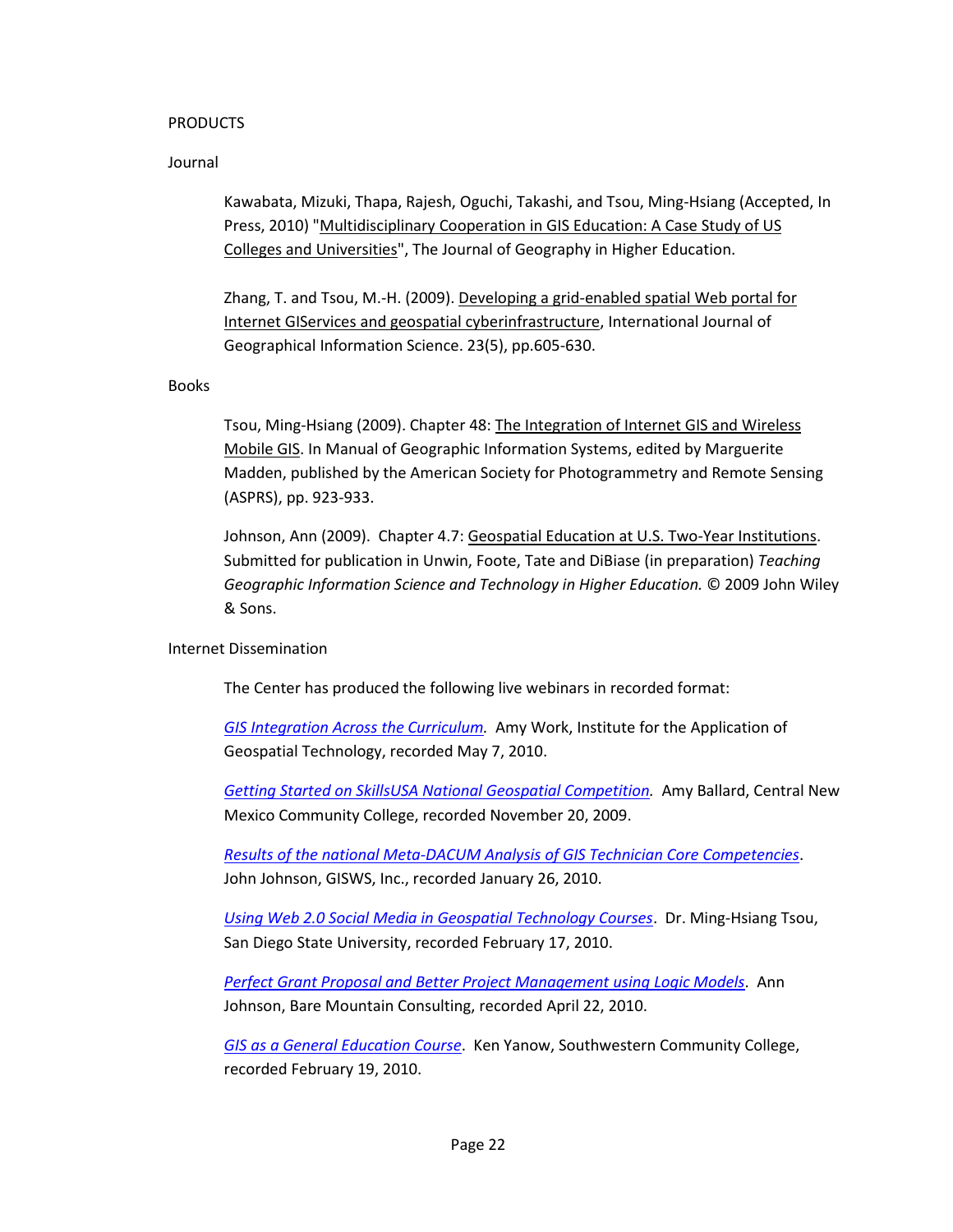PRODUCTS

Journal

Kawabata, Mizuki, Thapa, Rajesh, Oguchi, Takashi, and Tsou, Ming-Hsiang (Accepted, In Press, 2010) "Multidisciplinary Cooperation in GIS Education: A Case Study of US Colleges and Universities", The Journal of Geography in Higher Education.

Zhang, T. and Tsou, M.-H. (2009). Developing a grid-enabled spatial Web portal for Internet GIServices and geospatial cyberinfrastructure, International Journal of Geographical Information Science. 23(5), pp.605-630.

Books

Tsou, Ming-Hsiang (2009). Chapter 48: The Integration of Internet GIS and Wireless Mobile GIS. In Manual of Geographic Information Systems, edited by Marguerite Madden, published by the American Society for Photogrammetry and Remote Sensing (ASPRS), pp. 923-933.

Johnson, Ann (2009). Chapter 4.7: Geospatial Education at U.S. Two-Year Institutions. Submitted for publication in Unwin, Foote, Tate and DiBiase (in preparation) *Teaching Geographic Information Science and Technology in Higher Education.* © 2009 John Wiley & Sons.

Internet Dissemination

The Center has produced the following live webinars in recorded format:

*GIS Integration Across the Curriculum.* Amy Work, Institute for the Application of Geospatial Technology, recorded May 7, 2010.

*Getting Started on SkillsUSA National Geospatial Competition.* Amy Ballard, Central New Mexico Community College, recorded November 20, 2009.

*Results of the national Meta-DACUM Analysis of GIS Technician Core Competencies*. John Johnson, GISWS, Inc., recorded January 26, 2010.

*Using Web 2.0 Social Media in Geospatial Technology Courses*. Dr. Ming-Hsiang Tsou, San Diego State University, recorded February 17, 2010.

*Perfect Grant Proposal and Better Project Management using Logic Models*. Ann Johnson, Bare Mountain Consulting, recorded April 22, 2010.

*GIS as a General Education Course*. Ken Yanow, Southwestern Community College, recorded February 19, 2010.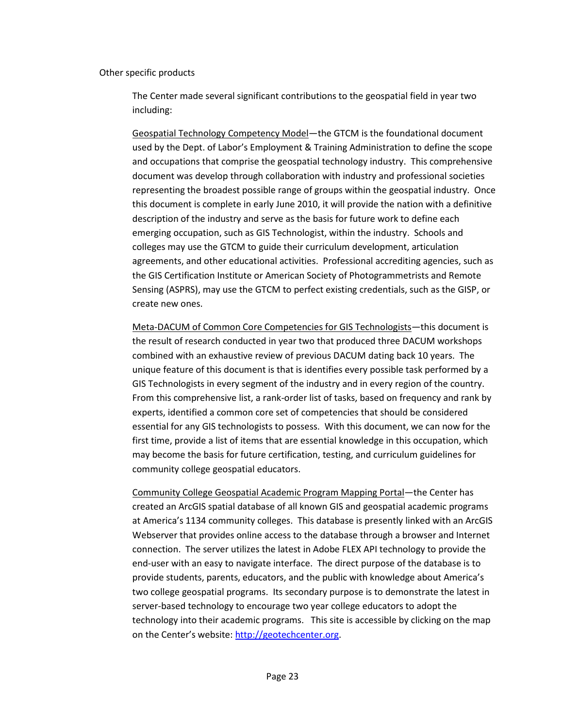Other specific products

The Center made several significant contributions to the geospatial field in year two including:

<u>Geospatial Technology Competency Model</u>—the GTCM is the foundational document used by the Dept. of Labor's Employment & Training Administration to define the scope and occupations that comprise the geospatial technology industry. This comprehensive document was develop through collaboration with industry and professional societies representing the broadest possible range of groups within the geospatial industry. Once this document is complete in early June 2010, it will provide the nation with a definitive description of the industry and serve as the basis for future work to define each emerging occupation, such as GIS Technologist, within the industry. Schools and colleges may use the GTCM to guide their curriculum development, articulation agreements, and other educational activities. Professional accrediting agencies, such as the GIS Certification Institute or American Society of Photogrammetrists and Remote Sensing (ASPRS), may use the GTCM to perfect existing credentials, such as the GISP, or create new ones.

<u>Meta-DACUM of Common Core Competencies for GIS Technologists</u>—this document is the result of research conducted in year two that produced three DACUM workshops combined with an exhaustive review of previous DACUM dating back 10 years. The unique feature of this document is that is identifies every possible task performed by a GIS Technologists in every segment of the industry and in every region of the country. From this comprehensive list, a rank-order list of tasks, based on frequency and rank by experts, identified a common core set of competencies that should be considered essential for any GIS technologists to possess. With this document, we can now for the first time, provide a list of items that are essential knowledge in this occupation, which may become the basis for future certification, testing, and curriculum guidelines for community college geospatial educators.

<u>Community College Geospatial Academic Program Mapping Portal</u>—the Center has created an ArcGIS spatial database of all known GIS and geospatial academic programs at America's 1134 community colleges. This database is presently linked with an ArcGIS Webserver that provides online access to the database through a browser and Internet connection. The server utilizes the latest in Adobe FLEX API technology to provide the end-user with an easy to navigate interface. The direct purpose of the database is to provide students, parents, educators, and the public with knowledge about America's two college geospatial programs. Its secondary purpose is to demonstrate the latest in server-based technology to encourage two year college educators to adopt the technology into their academic programs. This site is accessible by clicking on the map on the Center's website: [http://geotechcenter.org](http://geotechcenter.org).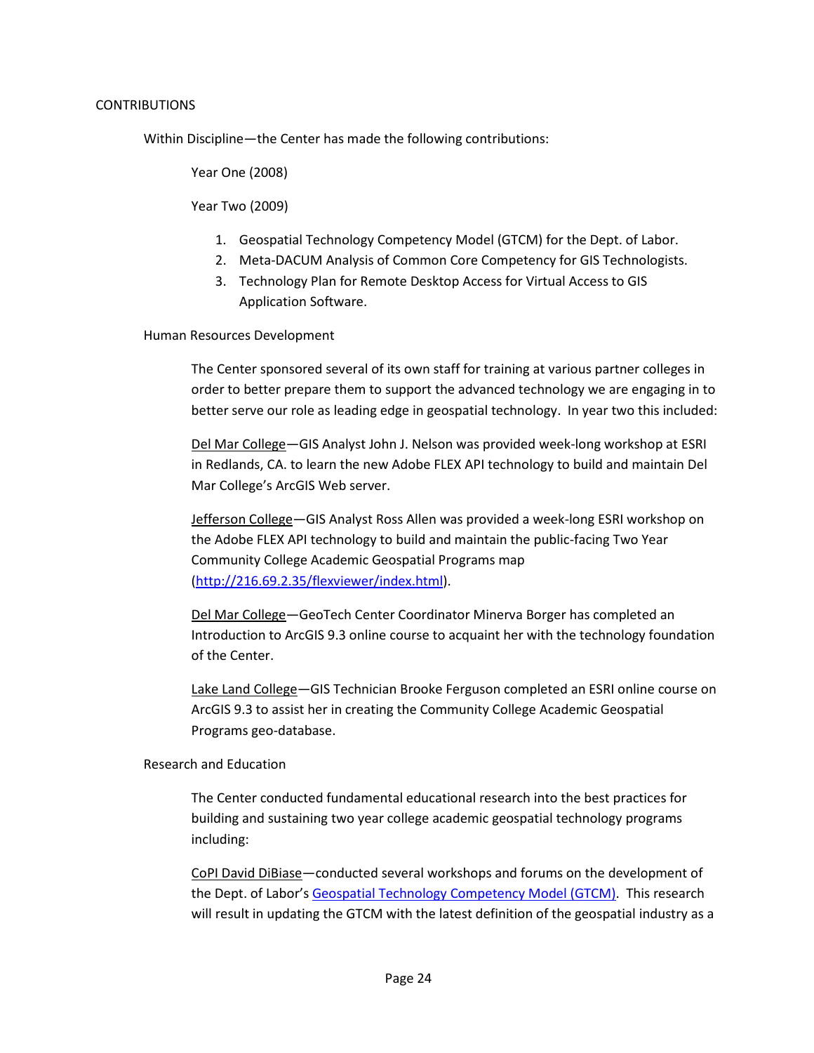CONTRIBUTIONS

Within Discipline—the Center has made the following contributions:

Year One (2008)

Year Two (2009)

1. Geospatial Technology Competency Model (GTCM) for the Dept. of Labor.
2. Meta-DACUM Analysis of Common Core Competency for GIS Technologists.
3. Technology Plan for Remote Desktop Access for Virtual Access to GIS Application Software.

Human Resources Development

The Center sponsored several of its own staff for training at various partner colleges in order to better prepare them to support the advanced technology we are engaging in to better serve our role as leading edge in geospatial technology. In year two this included:

Del Mar College—GIS Analyst John J. Nelson was provided week-long workshop at ESRI in Redlands, CA. to learn the new Adobe FLEX API technology to build and maintain Del Mar College's ArcGIS Web server.

Jefferson College—GIS Analyst Ross Allen was provided a week-long ESRI workshop on the Adobe FLEX API technology to build and maintain the public-facing Two Year Community College Academic Geospatial Programs map ([http://216.69.2.35/flexviewer/index.html](http://216.69.2.35/flexviewer/index.html)).

Del Mar College—GeoTech Center Coordinator Minerva Borger has completed an Introduction to ArcGIS 9.3 online course to acquaint her with the technology foundation of the Center.

Lake Land College—GIS Technician Brooke Ferguson completed an ESRI online course on ArcGIS 9.3 to assist her in creating the Community College Academic Geospatial Programs geo-database.

Research and Education

The Center conducted fundamental educational research into the best practices for building and sustaining two year college academic geospatial technology programs including:

CoPI David DiBiase—conducted several workshops and forums on the development of the Dept. of Labor's Geospatial Technology Competency Model (GTCM). This research will result in updating the GTCM with the latest definition of the geospatial industry as a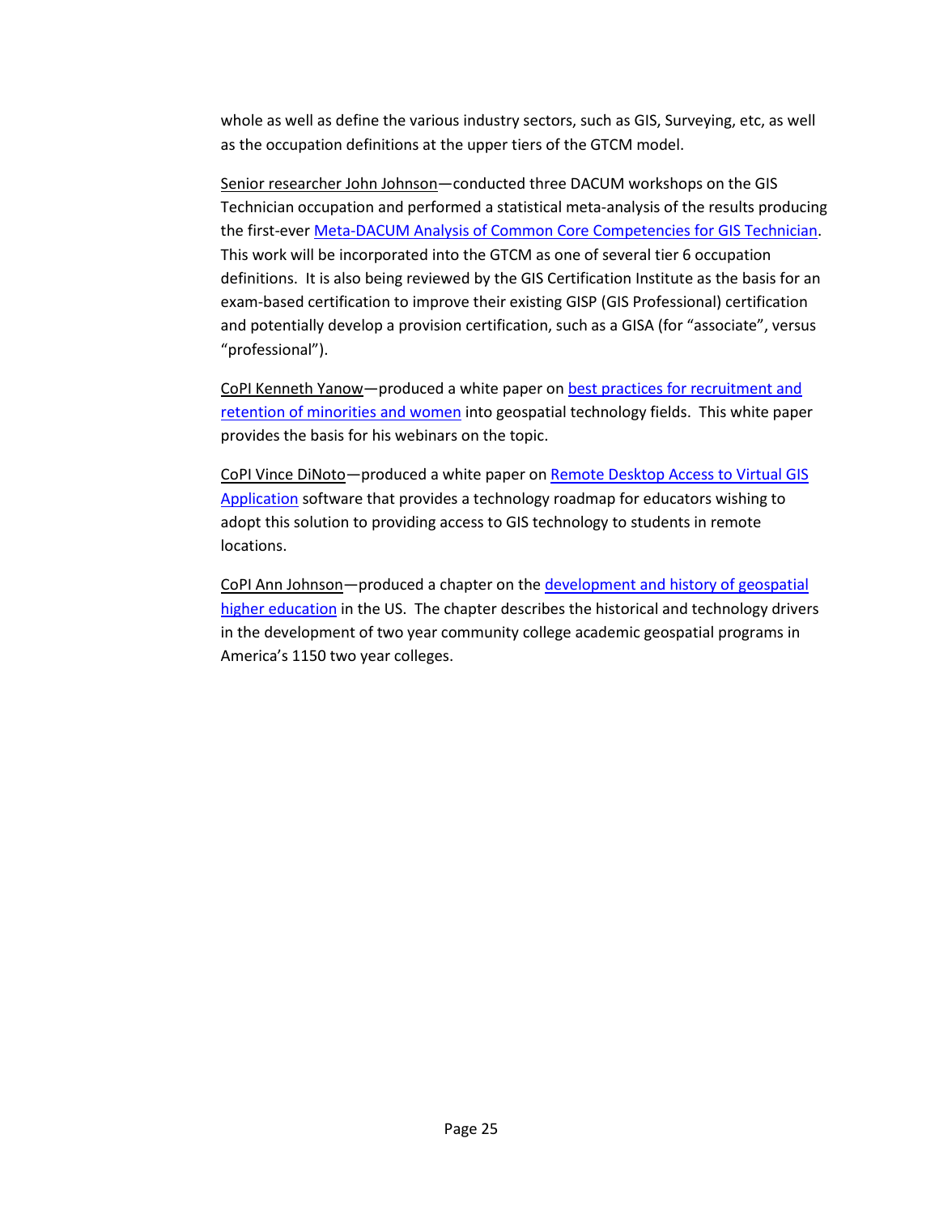whole as well as define the various industry sectors, such as GIS, Surveying, etc, as well as the occupation definitions at the upper tiers of the GTCM model.

Senior researcher John Johnson—conducted three DACUM workshops on the GIS Technician occupation and performed a statistical meta-analysis of the results producing the first-ever Meta-DACUM Analysis of Common Core Competencies for GIS Technician. This work will be incorporated into the GTCM as one of several tier 6 occupation definitions. It is also being reviewed by the GIS Certification Institute as the basis for an exam-based certification to improve their existing GISP (GIS Professional) certification and potentially develop a provision certification, such as a GISA (for "associate", versus "professional").

CoPI Kenneth Yanow—produced a white paper on best practices for recruitment and retention of minorities and women into geospatial technology fields. This white paper provides the basis for his webinars on the topic.

CoPI Vince DiNoto—produced a white paper on Remote Desktop Access to Virtual GIS Application software that provides a technology roadmap for educators wishing to adopt this solution to providing access to GIS technology to students in remote locations.

CoPI Ann Johnson—produced a chapter on the development and history of geospatial higher education in the US. The chapter describes the historical and technology drivers in the development of two year community college academic geospatial programs in America's 1150 two year colleges.